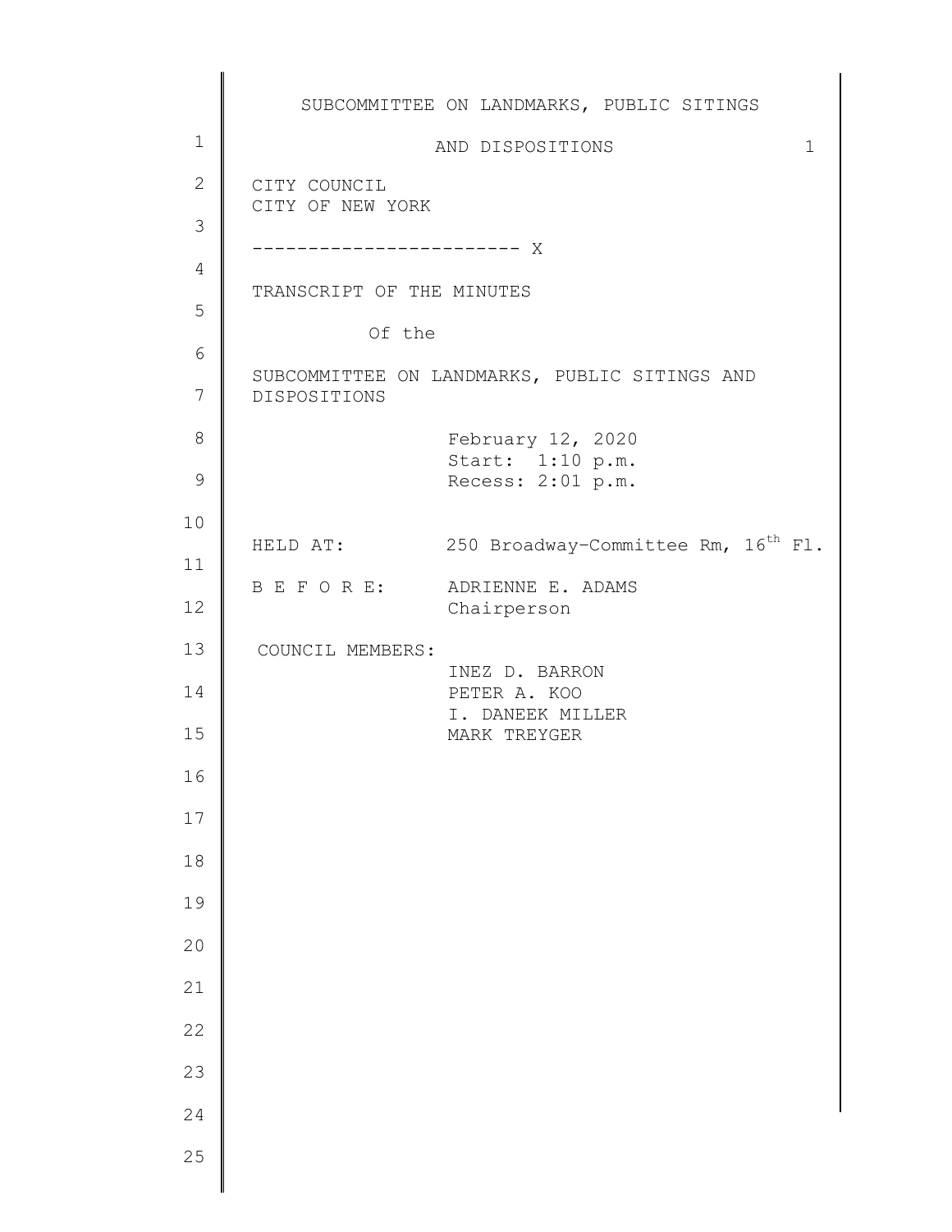CITY COUNCIL
CITY OF NEW YORK

------------------------ X

TRANSCRIPT OF THE MINUTES

Of the

SUBCOMMITTEE ON LANDMARKS, PUBLIC SITINGS AND DISPOSITIONS

February 12, 2020
Start: 1:10 p.m.
Recess: 2:01 p.m.

HELD AT: 250 Broadway-Committee Rm, 16th Fl.

B E F O R E: ADRIENNE E. ADAMS
Chairperson

COUNCIL MEMBERS:
INEZ D. BARRON
PETER A. KOO
I. DANEEK MILLER
MARK TREYGER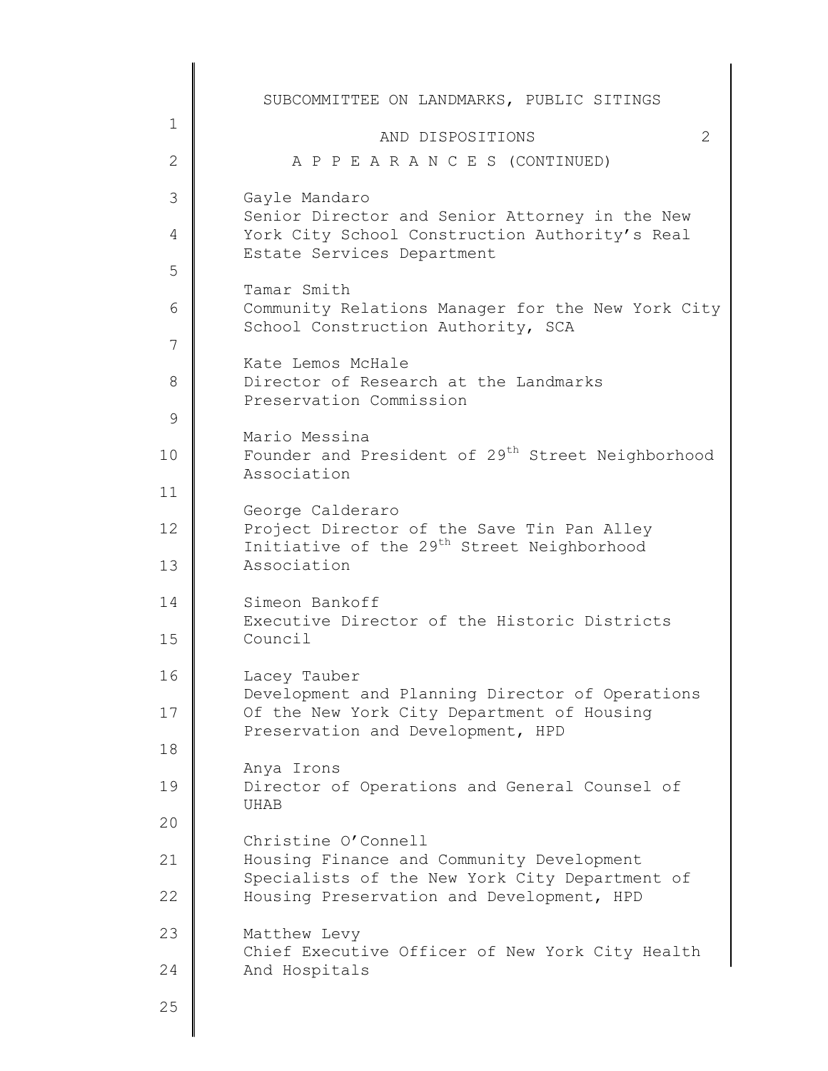## A P P E A R A N C E S (CONTINUED)

Gayle Mandaro
Senior Director and Senior Attorney in the New York City School Construction Authority's Real Estate Services Department

Tamar Smith
Community Relations Manager for the New York City School Construction Authority, SCA

Kate Lemos McHale
Director of Research at the Landmarks Preservation Commission

Mario Messina
Founder and President of 29th Street Neighborhood Association

George Calderaro
Project Director of the Save Tin Pan Alley Initiative of the 29th Street Neighborhood Association

Simeon Bankoff
Executive Director of the Historic Districts Council

Lacey Tauber
Development and Planning Director of Operations Of the New York City Department of Housing Preservation and Development, HPD

Anya Irons
Director of Operations and General Counsel of UHAB

Christine O'Connell
Housing Finance and Community Development Specialists of the New York City Department of Housing Preservation and Development, HPD

Matthew Levy
Chief Executive Officer of New York City Health And Hospitals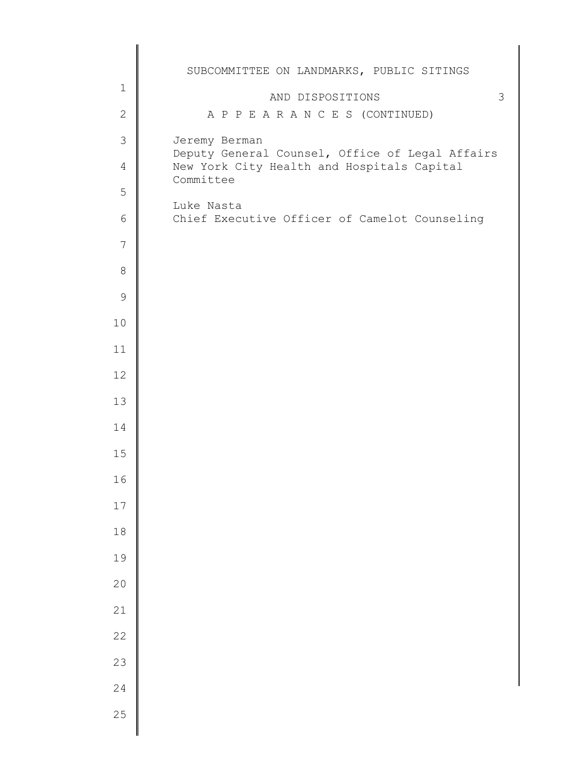## A P P E A R A N C E S (CONTINUED)

Jeremy Berman
Deputy General Counsel, Office of Legal Affairs
New York City Health and Hospitals Capital Committee

Luke Nasta
Chief Executive Officer of Camelot Counseling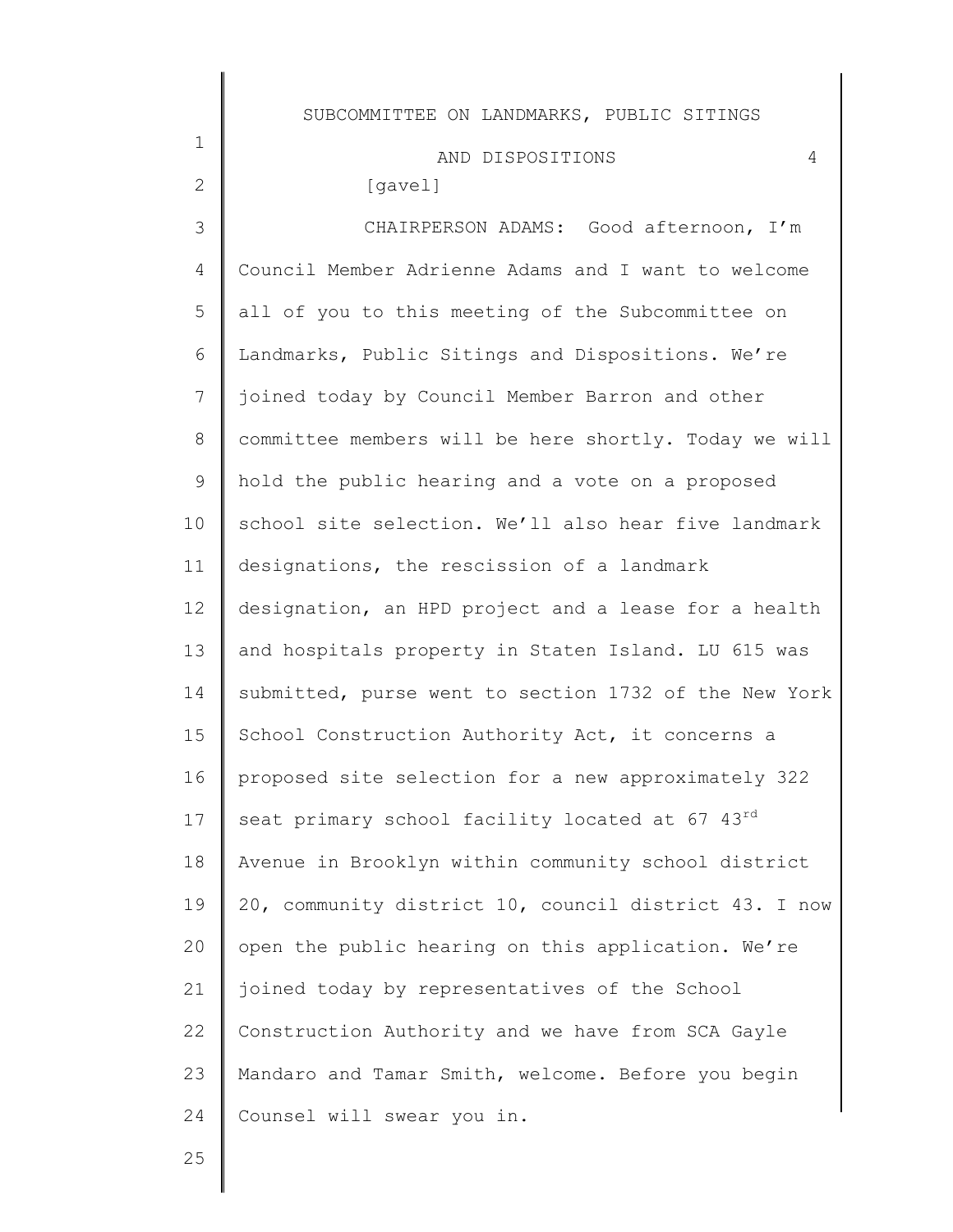[gavel]

CHAIRPERSON ADAMS: Good afternoon, I'm Council Member Adrienne Adams and I want to welcome all of you to this meeting of the Subcommittee on Landmarks, Public Sitings and Dispositions. We're joined today by Council Member Barron and other committee members will be here shortly. Today we will hold the public hearing and a vote on a proposed school site selection. We'll also hear five landmark designations, the rescission of a landmark designation, an HPD project and a lease for a health and hospitals property in Staten Island. LU 615 was submitted, purse went to section 1732 of the New York School Construction Authority Act, it concerns a proposed site selection for a new approximately 322 seat primary school facility located at 67 43rd Avenue in Brooklyn within community school district 20, community district 10, council district 43. I now open the public hearing on this application. We're joined today by representatives of the School Construction Authority and we have from SCA Gayle Mandaro and Tamar Smith, welcome. Before you begin Counsel will swear you in.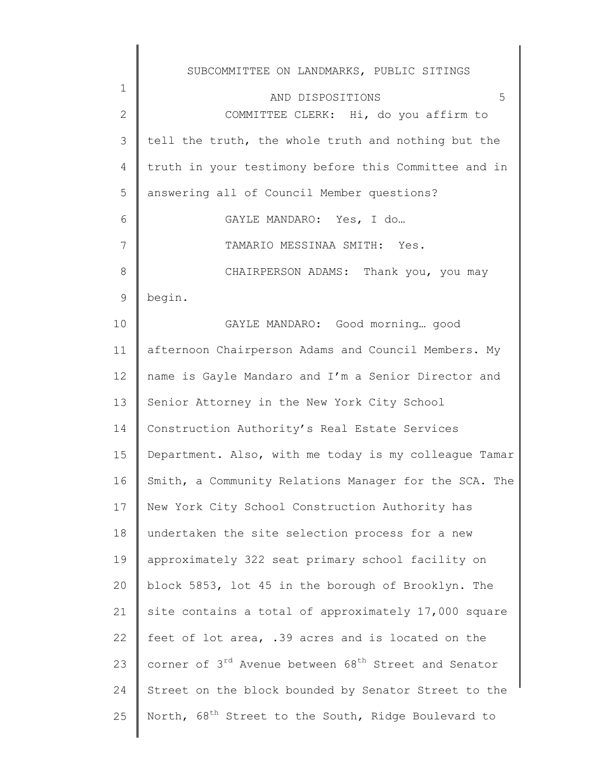COMMITTEE CLERK: Hi, do you affirm to tell the truth, the whole truth and nothing but the truth in your testimony before this Committee and in answering all of Council Member questions?

GAYLE MANDARO: Yes, I do…

TAMARIO MESSINAA SMITH: Yes.

CHAIRPERSON ADAMS: Thank you, you may begin.

GAYLE MANDARO: Good morning… good afternoon Chairperson Adams and Council Members. My name is Gayle Mandaro and I'm a Senior Director and Senior Attorney in the New York City School Construction Authority's Real Estate Services Department. Also, with me today is my colleague Tamar Smith, a Community Relations Manager for the SCA. The New York City School Construction Authority has undertaken the site selection process for a new approximately 322 seat primary school facility on block 5853, lot 45 in the borough of Brooklyn. The site contains a total of approximately 17,000 square feet of lot area, .39 acres and is located on the corner of 3rd Avenue between 68th Street and Senator Street on the block bounded by Senator Street to the North, 68th Street to the South, Ridge Boulevard to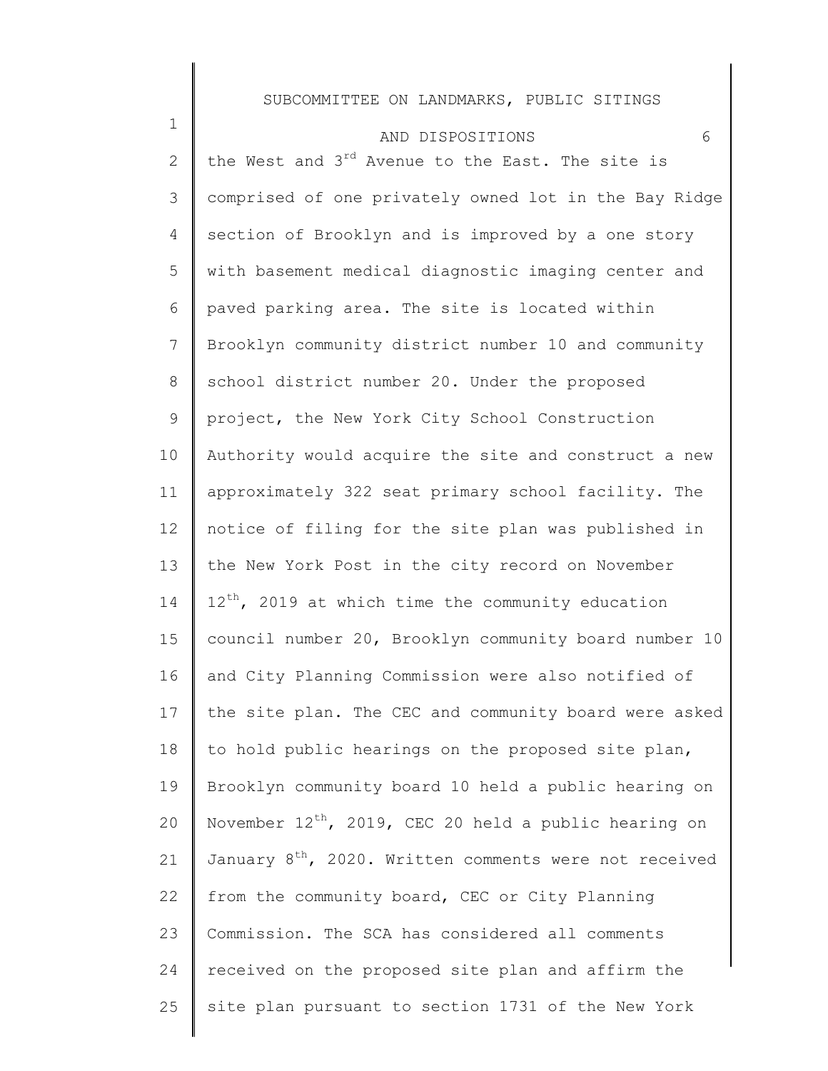the West and 3rd Avenue to the East. The site is comprised of one privately owned lot in the Bay Ridge section of Brooklyn and is improved by a one story with basement medical diagnostic imaging center and paved parking area. The site is located within Brooklyn community district number 10 and community school district number 20. Under the proposed project, the New York City School Construction Authority would acquire the site and construct a new approximately 322 seat primary school facility. The notice of filing for the site plan was published in the New York Post in the city record on November 12th, 2019 at which time the community education council number 20, Brooklyn community board number 10 and City Planning Commission were also notified of the site plan. The CEC and community board were asked to hold public hearings on the proposed site plan, Brooklyn community board 10 held a public hearing on November 12th, 2019, CEC 20 held a public hearing on January 8th, 2020. Written comments were not received from the community board, CEC or City Planning Commission. The SCA has considered all comments received on the proposed site plan and affirm the site plan pursuant to section 1731 of the New York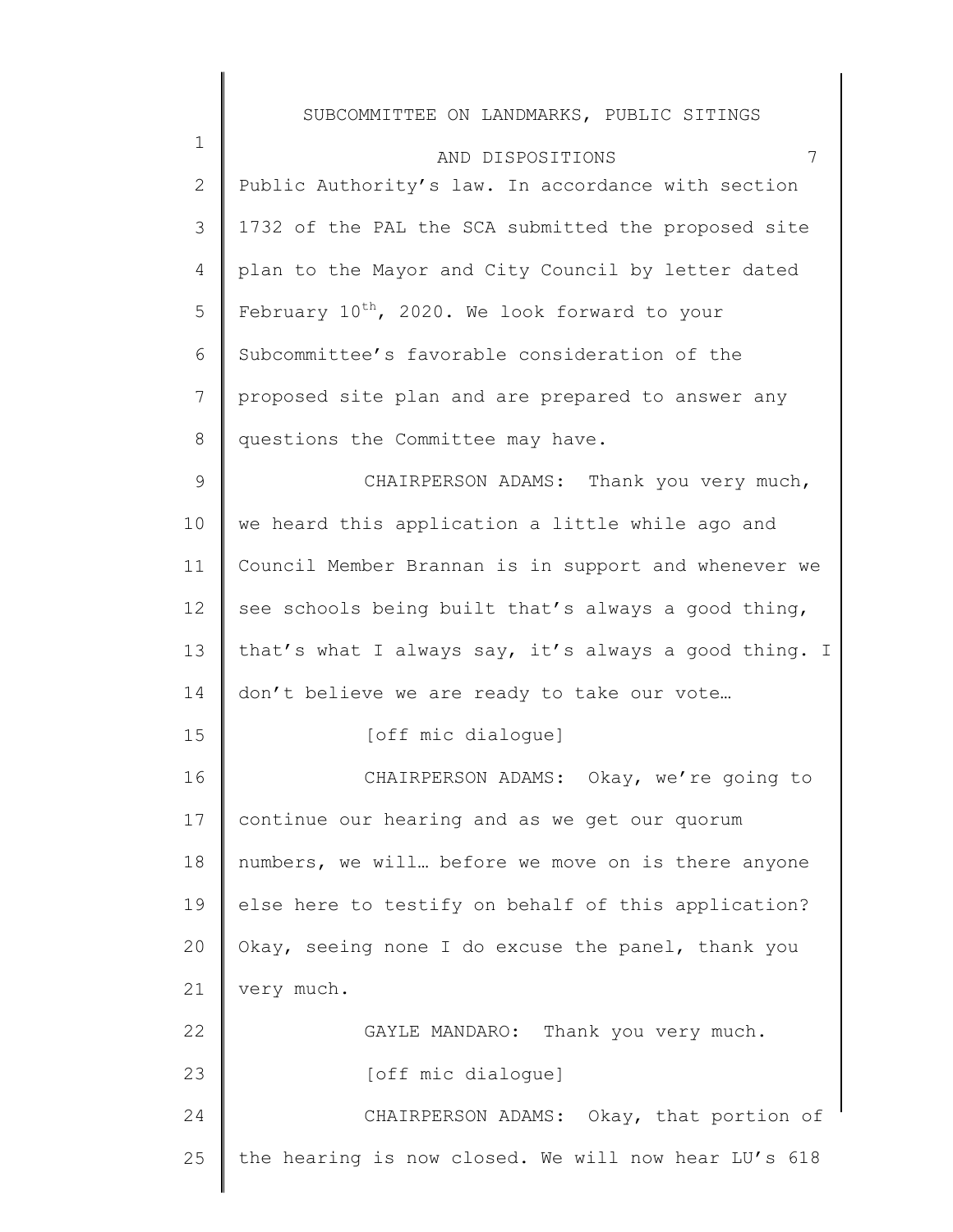Public Authority's law. In accordance with section 1732 of the PAL the SCA submitted the proposed site plan to the Mayor and City Council by letter dated February 10th, 2020. We look forward to your Subcommittee's favorable consideration of the proposed site plan and are prepared to answer any questions the Committee may have.

CHAIRPERSON ADAMS: Thank you very much, we heard this application a little while ago and Council Member Brannan is in support and whenever we see schools being built that's always a good thing, that's what I always say, it's always a good thing. I don't believe we are ready to take our vote…

[off mic dialogue]

CHAIRPERSON ADAMS: Okay, we're going to continue our hearing and as we get our quorum numbers, we will… before we move on is there anyone else here to testify on behalf of this application? Okay, seeing none I do excuse the panel, thank you very much.

GAYLE MANDARO: Thank you very much.

[off mic dialogue]

CHAIRPERSON ADAMS: Okay, that portion of the hearing is now closed. We will now hear LU's 618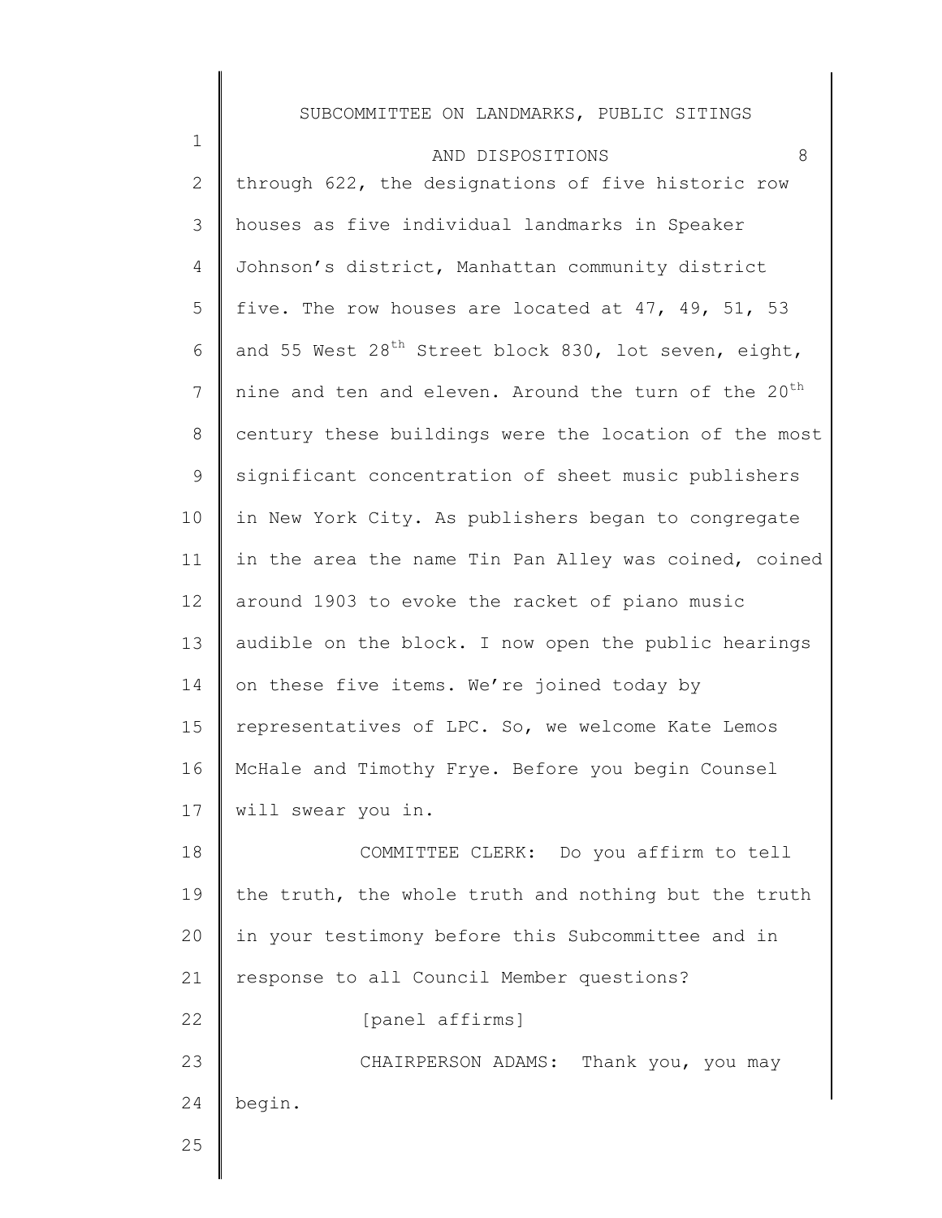through 622, the designations of five historic row houses as five individual landmarks in Speaker Johnson's district, Manhattan community district five. The row houses are located at 47, 49, 51, 53 and 55 West 28th Street block 830, lot seven, eight, nine and ten and eleven. Around the turn of the 20th century these buildings were the location of the most significant concentration of sheet music publishers in New York City. As publishers began to congregate in the area the name Tin Pan Alley was coined, coined around 1903 to evoke the racket of piano music audible on the block. I now open the public hearings on these five items. We're joined today by representatives of LPC. So, we welcome Kate Lemos McHale and Timothy Frye. Before you begin Counsel will swear you in.

COMMITTEE CLERK: Do you affirm to tell the truth, the whole truth and nothing but the truth in your testimony before this Subcommittee and in response to all Council Member questions?

[panel affirms]

CHAIRPERSON ADAMS: Thank you, you may begin.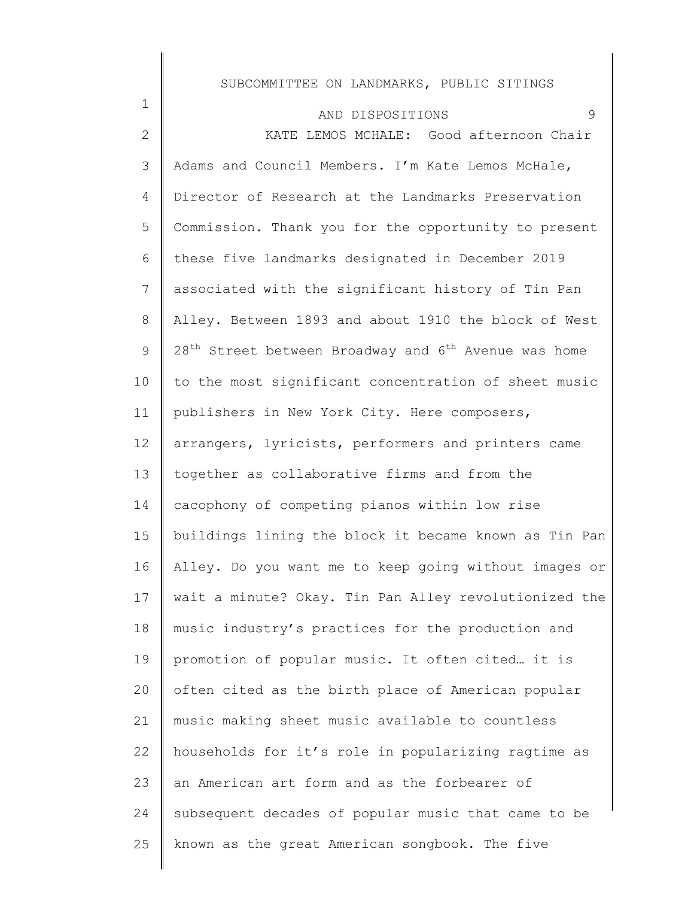KATE LEMOS MCHALE: Good afternoon Chair Adams and Council Members. I'm Kate Lemos McHale, Director of Research at the Landmarks Preservation Commission. Thank you for the opportunity to present these five landmarks designated in December 2019 associated with the significant history of Tin Pan Alley. Between 1893 and about 1910 the block of West 28th Street between Broadway and 6th Avenue was home to the most significant concentration of sheet music publishers in New York City. Here composers, arrangers, lyricists, performers and printers came together as collaborative firms and from the cacophony of competing pianos within low rise buildings lining the block it became known as Tin Pan Alley. Do you want me to keep going without images or wait a minute? Okay. Tin Pan Alley revolutionized the music industry's practices for the production and promotion of popular music. It often cited… it is often cited as the birth place of American popular music making sheet music available to countless households for it's role in popularizing ragtime as an American art form and as the forbearer of subsequent decades of popular music that came to be known as the great American songbook. The five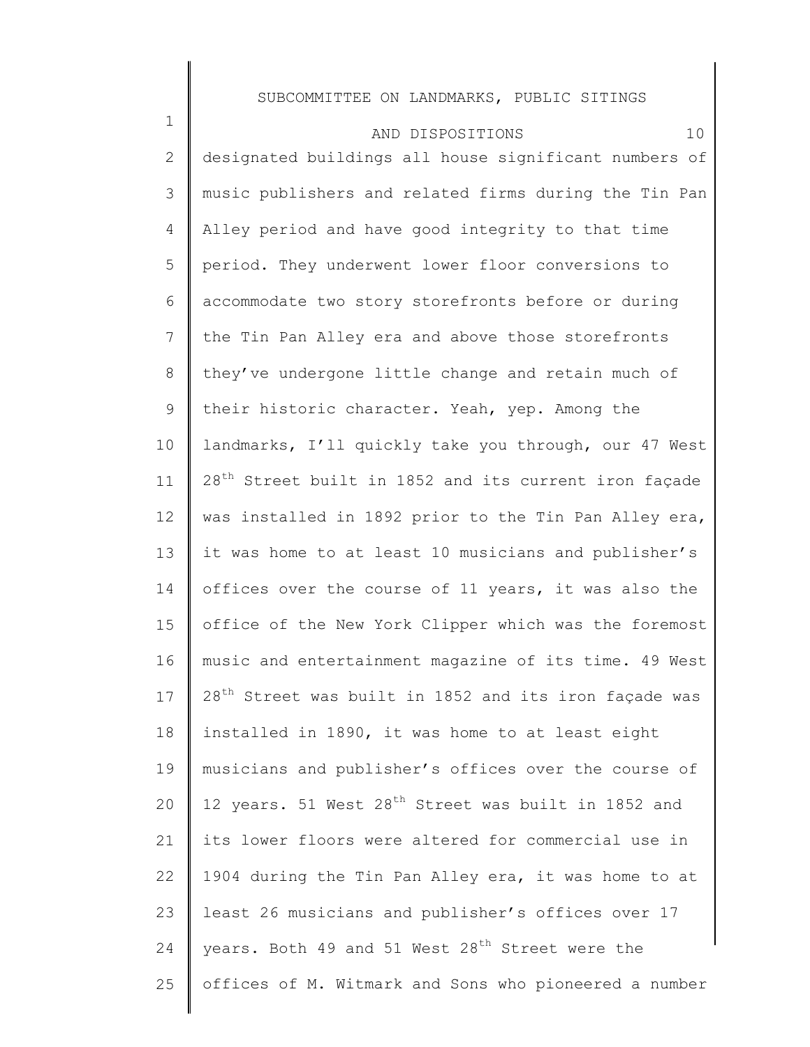designated buildings all house significant numbers of music publishers and related firms during the Tin Pan Alley period and have good integrity to that time period. They underwent lower floor conversions to accommodate two story storefronts before or during the Tin Pan Alley era and above those storefronts they've undergone little change and retain much of their historic character. Yeah, yep. Among the landmarks, I'll quickly take you through, our 47 West 28th Street built in 1852 and its current iron façade was installed in 1892 prior to the Tin Pan Alley era, it was home to at least 10 musicians and publisher's offices over the course of 11 years, it was also the office of the New York Clipper which was the foremost music and entertainment magazine of its time. 49 West 28th Street was built in 1852 and its iron façade was installed in 1890, it was home to at least eight musicians and publisher's offices over the course of 12 years. 51 West 28th Street was built in 1852 and its lower floors were altered for commercial use in 1904 during the Tin Pan Alley era, it was home to at least 26 musicians and publisher's offices over 17 years. Both 49 and 51 West 28th Street were the offices of M. Witmark and Sons who pioneered a number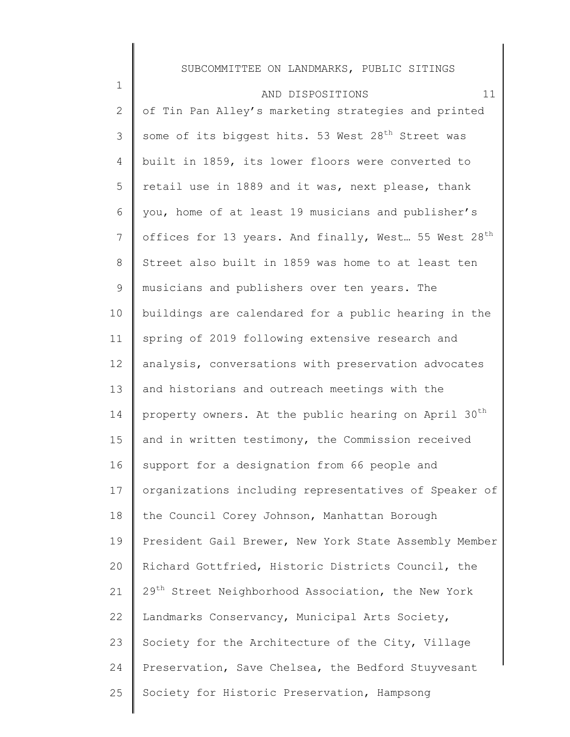of Tin Pan Alley's marketing strategies and printed some of its biggest hits. 53 West 28th Street was built in 1859, its lower floors were converted to retail use in 1889 and it was, next please, thank you, home of at least 19 musicians and publisher's offices for 13 years. And finally, West… 55 West 28th Street also built in 1859 was home to at least ten musicians and publishers over ten years. The buildings are calendared for a public hearing in the spring of 2019 following extensive research and analysis, conversations with preservation advocates and historians and outreach meetings with the property owners. At the public hearing on April 30th and in written testimony, the Commission received support for a designation from 66 people and organizations including representatives of Speaker of the Council Corey Johnson, Manhattan Borough President Gail Brewer, New York State Assembly Member Richard Gottfried, Historic Districts Council, the 29th Street Neighborhood Association, the New York Landmarks Conservancy, Municipal Arts Society, Society for the Architecture of the City, Village Preservation, Save Chelsea, the Bedford Stuyvesant Society for Historic Preservation, Hampsong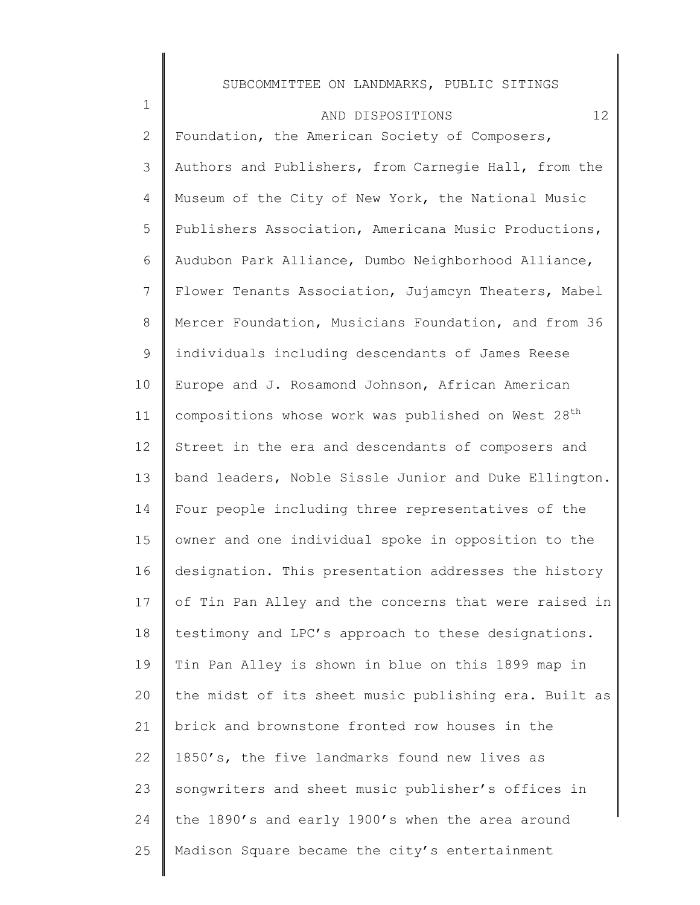Foundation, the American Society of Composers, Authors and Publishers, from Carnegie Hall, from the Museum of the City of New York, the National Music Publishers Association, Americana Music Productions, Audubon Park Alliance, Dumbo Neighborhood Alliance, Flower Tenants Association, Jujamcyn Theaters, Mabel Mercer Foundation, Musicians Foundation, and from 36 individuals including descendants of James Reese Europe and J. Rosamond Johnson, African American compositions whose work was published on West 28th Street in the era and descendants of composers and band leaders, Noble Sissle Junior and Duke Ellington. Four people including three representatives of the owner and one individual spoke in opposition to the designation. This presentation addresses the history of Tin Pan Alley and the concerns that were raised in testimony and LPC's approach to these designations. Tin Pan Alley is shown in blue on this 1899 map in the midst of its sheet music publishing era. Built as brick and brownstone fronted row houses in the 1850's, the five landmarks found new lives as songwriters and sheet music publisher's offices in the 1890's and early 1900's when the area around Madison Square became the city's entertainment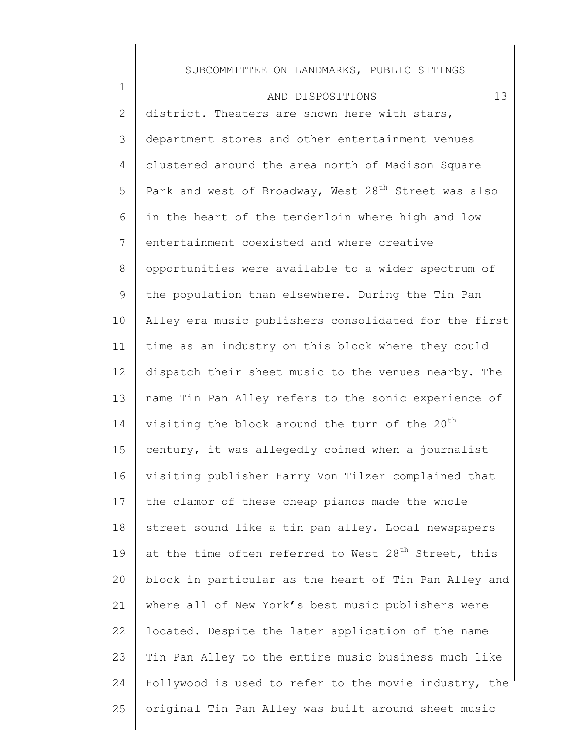district. Theaters are shown here with stars, department stores and other entertainment venues clustered around the area north of Madison Square Park and west of Broadway, West 28th Street was also in the heart of the tenderloin where high and low entertainment coexisted and where creative opportunities were available to a wider spectrum of the population than elsewhere. During the Tin Pan Alley era music publishers consolidated for the first time as an industry on this block where they could dispatch their sheet music to the venues nearby. The name Tin Pan Alley refers to the sonic experience of visiting the block around the turn of the 20th century, it was allegedly coined when a journalist visiting publisher Harry Von Tilzer complained that the clamor of these cheap pianos made the whole street sound like a tin pan alley. Local newspapers at the time often referred to West 28th Street, this block in particular as the heart of Tin Pan Alley and where all of New York's best music publishers were located. Despite the later application of the name Tin Pan Alley to the entire music business much like Hollywood is used to refer to the movie industry, the original Tin Pan Alley was built around sheet music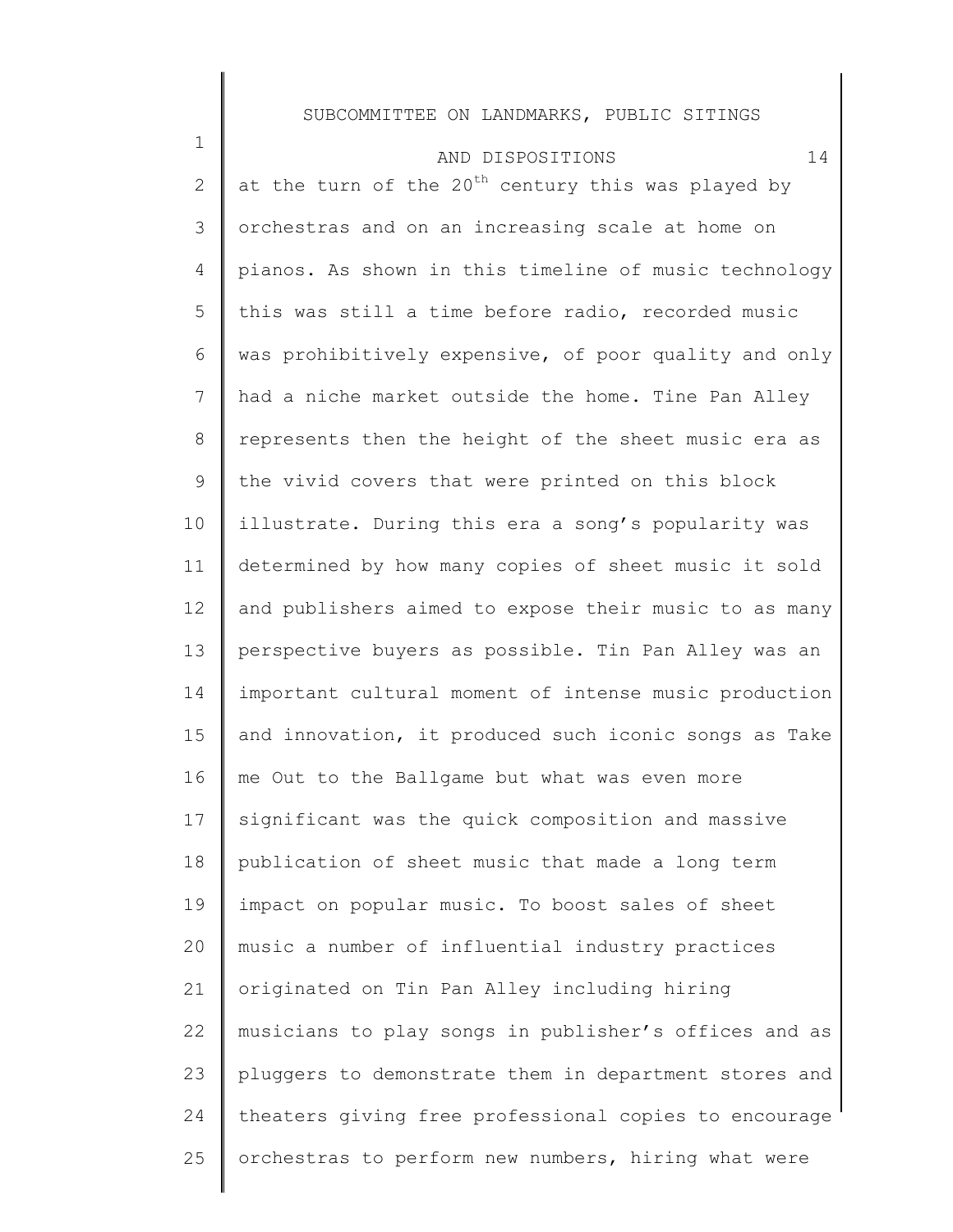at the turn of the 20th century this was played by orchestras and on an increasing scale at home on pianos. As shown in this timeline of music technology this was still a time before radio, recorded music was prohibitively expensive, of poor quality and only had a niche market outside the home. Tine Pan Alley represents then the height of the sheet music era as the vivid covers that were printed on this block illustrate. During this era a song's popularity was determined by how many copies of sheet music it sold and publishers aimed to expose their music to as many perspective buyers as possible. Tin Pan Alley was an important cultural moment of intense music production and innovation, it produced such iconic songs as Take me Out to the Ballgame but what was even more significant was the quick composition and massive publication of sheet music that made a long term impact on popular music. To boost sales of sheet music a number of influential industry practices originated on Tin Pan Alley including hiring musicians to play songs in publisher's offices and as pluggers to demonstrate them in department stores and theaters giving free professional copies to encourage orchestras to perform new numbers, hiring what were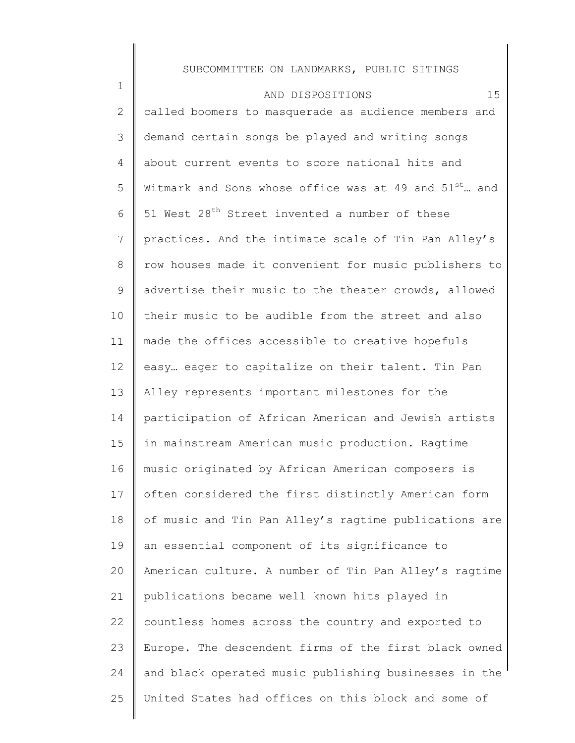called boomers to masquerade as audience members and demand certain songs be played and writing songs about current events to score national hits and Witmark and Sons whose office was at 49 and 51st… and 51 West 28th Street invented a number of these practices. And the intimate scale of Tin Pan Alley's row houses made it convenient for music publishers to advertise their music to the theater crowds, allowed their music to be audible from the street and also made the offices accessible to creative hopefuls easy… eager to capitalize on their talent. Tin Pan Alley represents important milestones for the participation of African American and Jewish artists in mainstream American music production. Ragtime music originated by African American composers is often considered the first distinctly American form of music and Tin Pan Alley's ragtime publications are an essential component of its significance to American culture. A number of Tin Pan Alley's ragtime publications became well known hits played in countless homes across the country and exported to Europe. The descendent firms of the first black owned and black operated music publishing businesses in the United States had offices on this block and some of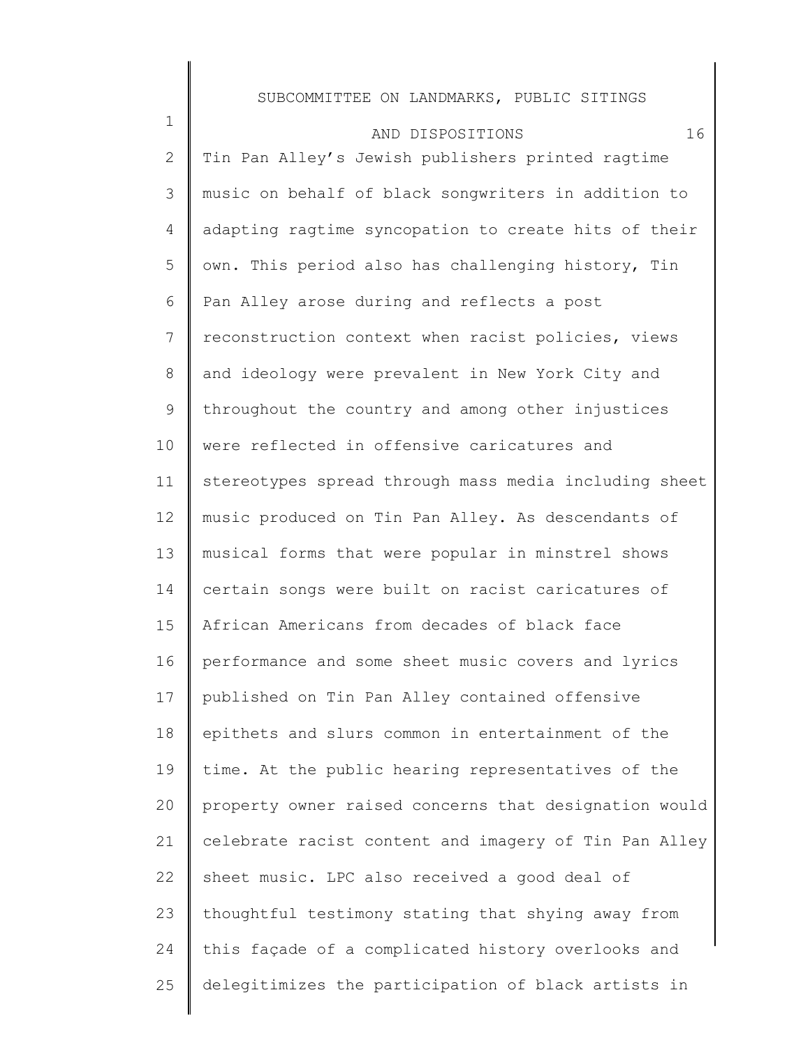Tin Pan Alley's Jewish publishers printed ragtime music on behalf of black songwriters in addition to adapting ragtime syncopation to create hits of their own. This period also has challenging history, Tin Pan Alley arose during and reflects a post reconstruction context when racist policies, views and ideology were prevalent in New York City and throughout the country and among other injustices were reflected in offensive caricatures and stereotypes spread through mass media including sheet music produced on Tin Pan Alley. As descendants of musical forms that were popular in minstrel shows certain songs were built on racist caricatures of African Americans from decades of black face performance and some sheet music covers and lyrics published on Tin Pan Alley contained offensive epithets and slurs common in entertainment of the time. At the public hearing representatives of the property owner raised concerns that designation would celebrate racist content and imagery of Tin Pan Alley sheet music. LPC also received a good deal of thoughtful testimony stating that shying away from this façade of a complicated history overlooks and delegitimizes the participation of black artists in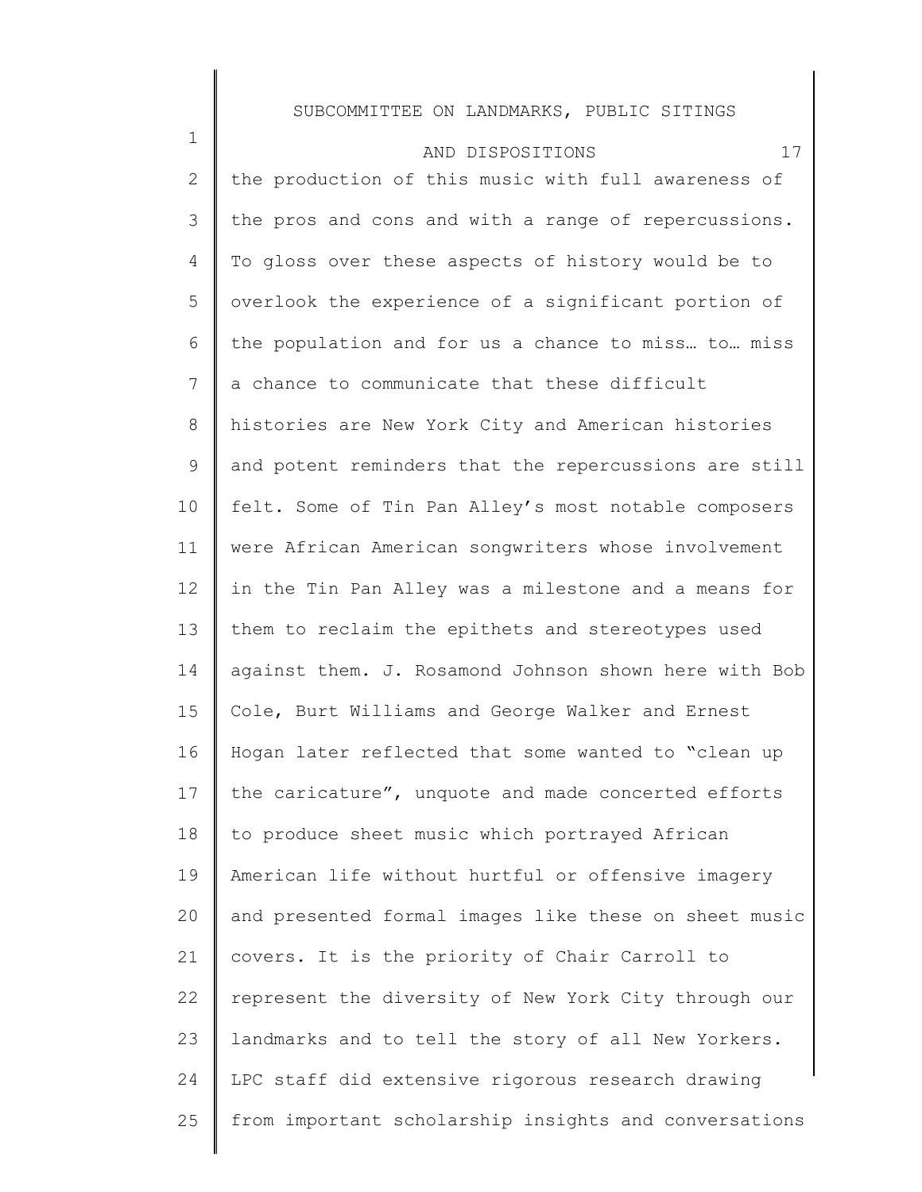the production of this music with full awareness of the pros and cons and with a range of repercussions. To gloss over these aspects of history would be to overlook the experience of a significant portion of the population and for us a chance to miss… to… miss a chance to communicate that these difficult histories are New York City and American histories and potent reminders that the repercussions are still felt. Some of Tin Pan Alley's most notable composers were African American songwriters whose involvement in the Tin Pan Alley was a milestone and a means for them to reclaim the epithets and stereotypes used against them. J. Rosamond Johnson shown here with Bob Cole, Burt Williams and George Walker and Ernest Hogan later reflected that some wanted to "clean up the caricature", unquote and made concerted efforts to produce sheet music which portrayed African American life without hurtful or offensive imagery and presented formal images like these on sheet music covers. It is the priority of Chair Carroll to represent the diversity of New York City through our landmarks and to tell the story of all New Yorkers. LPC staff did extensive rigorous research drawing from important scholarship insights and conversations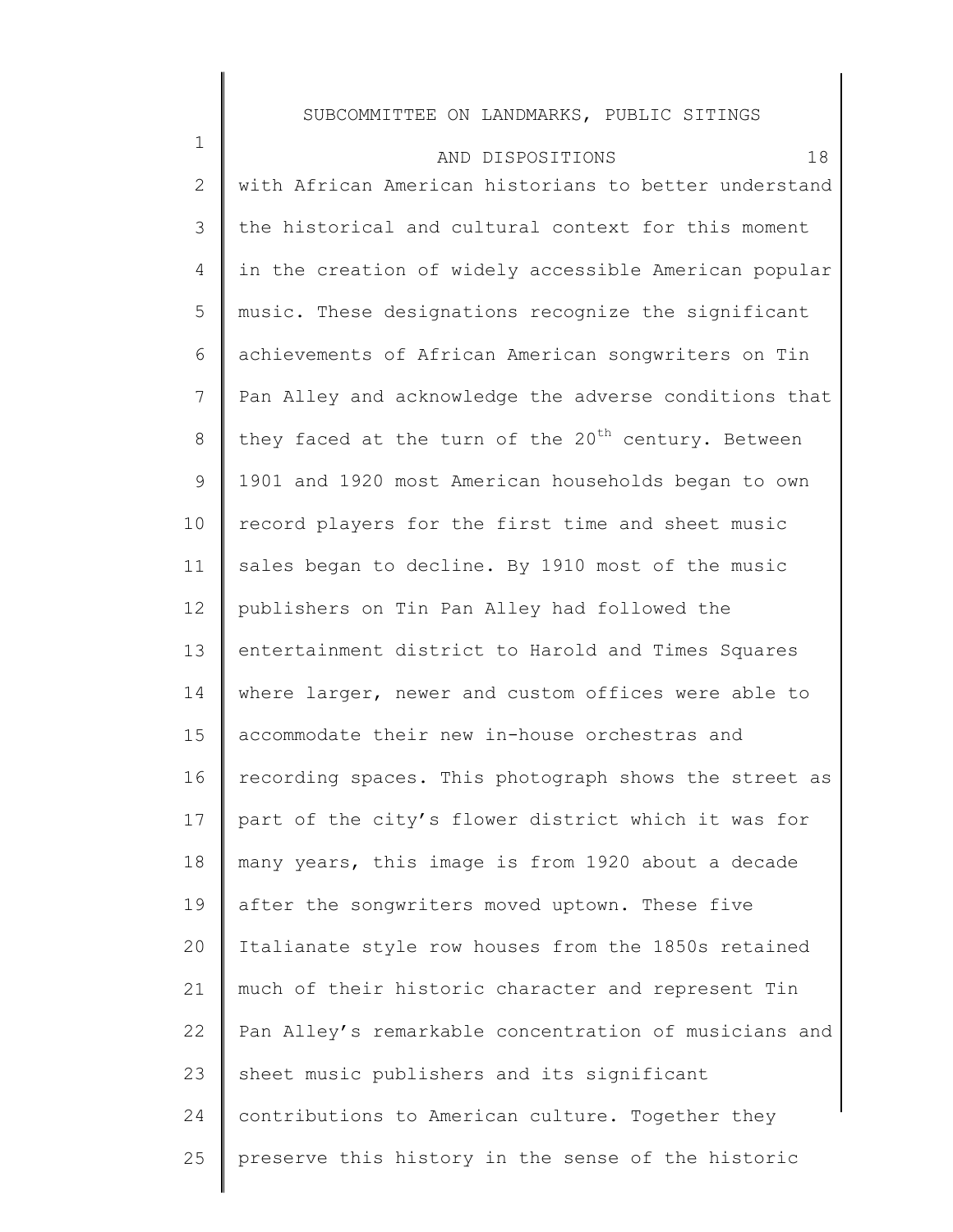with African American historians to better understand the historical and cultural context for this moment in the creation of widely accessible American popular music. These designations recognize the significant achievements of African American songwriters on Tin Pan Alley and acknowledge the adverse conditions that they faced at the turn of the 20th century. Between 1901 and 1920 most American households began to own record players for the first time and sheet music sales began to decline. By 1910 most of the music publishers on Tin Pan Alley had followed the entertainment district to Harold and Times Squares where larger, newer and custom offices were able to accommodate their new in-house orchestras and recording spaces. This photograph shows the street as part of the city's flower district which it was for many years, this image is from 1920 about a decade after the songwriters moved uptown. These five Italianate style row houses from the 1850s retained much of their historic character and represent Tin Pan Alley's remarkable concentration of musicians and sheet music publishers and its significant contributions to American culture. Together they preserve this history in the sense of the historic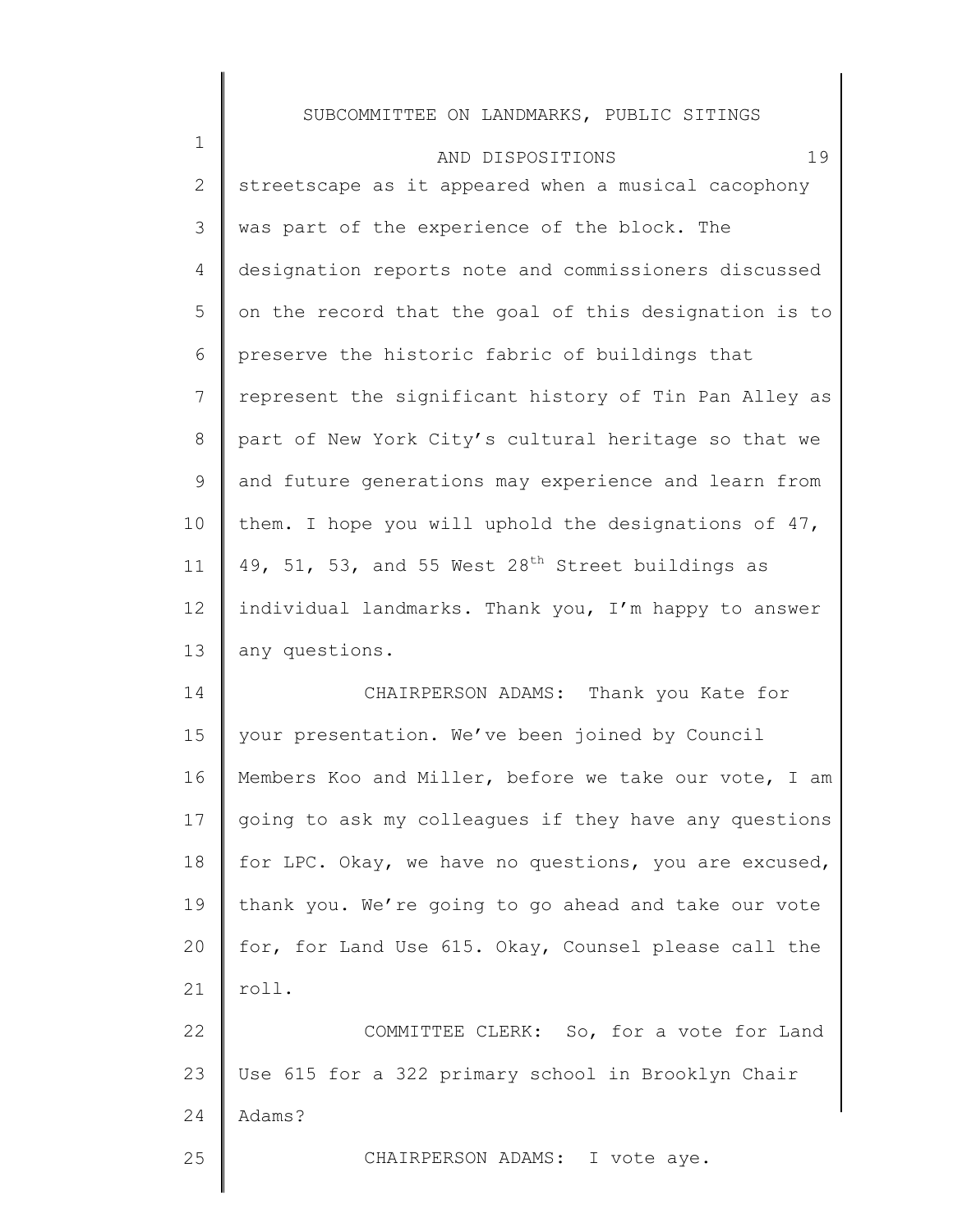streetscape as it appeared when a musical cacophony was part of the experience of the block. The designation reports note and commissioners discussed on the record that the goal of this designation is to preserve the historic fabric of buildings that represent the significant history of Tin Pan Alley as part of New York City's cultural heritage so that we and future generations may experience and learn from them. I hope you will uphold the designations of 47, 49, 51, 53, and 55 West 28th Street buildings as individual landmarks. Thank you, I'm happy to answer any questions.

CHAIRPERSON ADAMS: Thank you Kate for your presentation. We've been joined by Council Members Koo and Miller, before we take our vote, I am going to ask my colleagues if they have any questions for LPC. Okay, we have no questions, you are excused, thank you. We're going to go ahead and take our vote for, for Land Use 615. Okay, Counsel please call the roll.

COMMITTEE CLERK: So, for a vote for Land Use 615 for a 322 primary school in Brooklyn Chair Adams?

CHAIRPERSON ADAMS: I vote aye.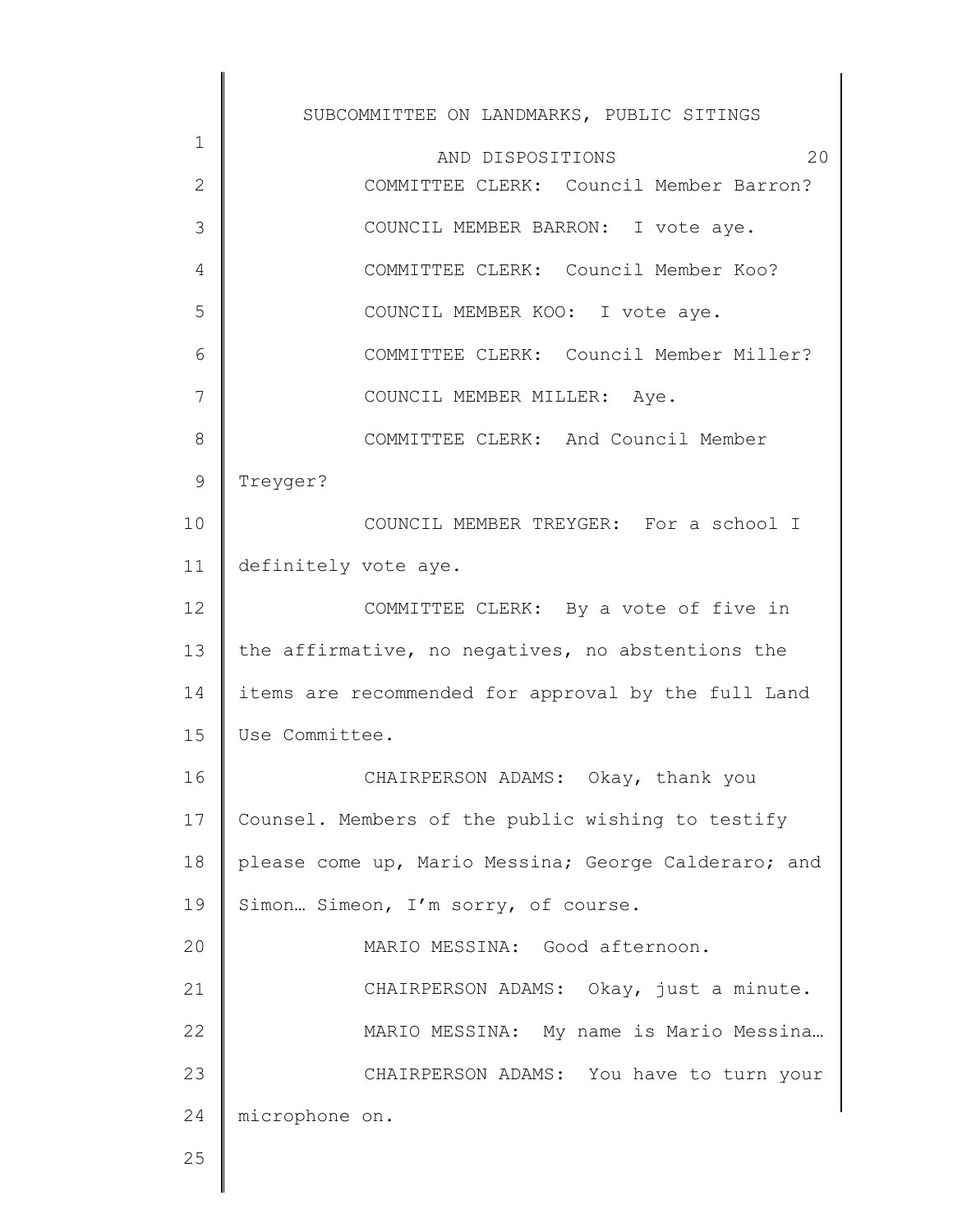COMMITTEE CLERK: Council Member Barron?

COUNCIL MEMBER BARRON: I vote aye.

COMMITTEE CLERK: Council Member Koo?

COUNCIL MEMBER KOO: I vote aye.

COMMITTEE CLERK: Council Member Miller?

COUNCIL MEMBER MILLER: Aye.

COMMITTEE CLERK: And Council Member Treyger?

COUNCIL MEMBER TREYGER: For a school I definitely vote aye.

COMMITTEE CLERK: By a vote of five in the affirmative, no negatives, no abstentions the items are recommended for approval by the full Land Use Committee.

CHAIRPERSON ADAMS: Okay, thank you Counsel. Members of the public wishing to testify please come up, Mario Messina; George Calderaro; and Simon… Simeon, I'm sorry, of course.

MARIO MESSINA: Good afternoon.

CHAIRPERSON ADAMS: Okay, just a minute.

MARIO MESSINA: My name is Mario Messina…

CHAIRPERSON ADAMS: You have to turn your microphone on.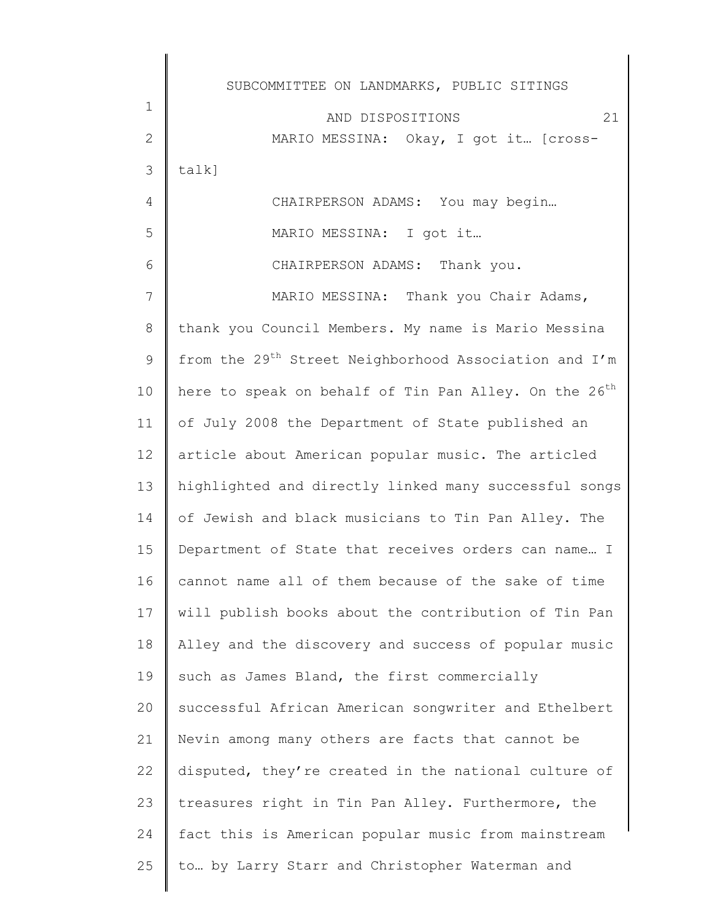MARIO MESSINA: Okay, I got it… [cross-talk]

CHAIRPERSON ADAMS: You may begin…

MARIO MESSINA: I got it…

CHAIRPERSON ADAMS: Thank you.

MARIO MESSINA: Thank you Chair Adams, thank you Council Members. My name is Mario Messina from the 29th Street Neighborhood Association and I'm here to speak on behalf of Tin Pan Alley. On the 26th of July 2008 the Department of State published an article about American popular music. The articled highlighted and directly linked many successful songs of Jewish and black musicians to Tin Pan Alley. The Department of State that receives orders can name… I cannot name all of them because of the sake of time will publish books about the contribution of Tin Pan Alley and the discovery and success of popular music such as James Bland, the first commercially successful African American songwriter and Ethelbert Nevin among many others are facts that cannot be disputed, they're created in the national culture of treasures right in Tin Pan Alley. Furthermore, the fact this is American popular music from mainstream to… by Larry Starr and Christopher Waterman and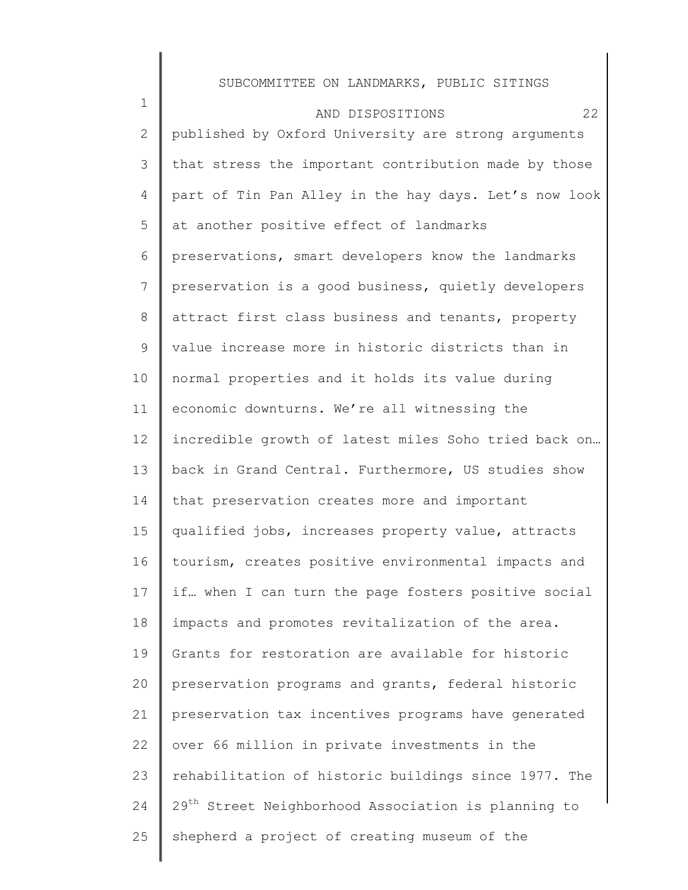published by Oxford University are strong arguments that stress the important contribution made by those part of Tin Pan Alley in the hay days. Let's now look at another positive effect of landmarks preservations, smart developers know the landmarks preservation is a good business, quietly developers attract first class business and tenants, property value increase more in historic districts than in normal properties and it holds its value during economic downturns. We're all witnessing the incredible growth of latest miles Soho tried back on… back in Grand Central. Furthermore, US studies show that preservation creates more and important qualified jobs, increases property value, attracts tourism, creates positive environmental impacts and if… when I can turn the page fosters positive social impacts and promotes revitalization of the area. Grants for restoration are available for historic preservation programs and grants, federal historic preservation tax incentives programs have generated over 66 million in private investments in the rehabilitation of historic buildings since 1977. The 29th Street Neighborhood Association is planning to shepherd a project of creating museum of the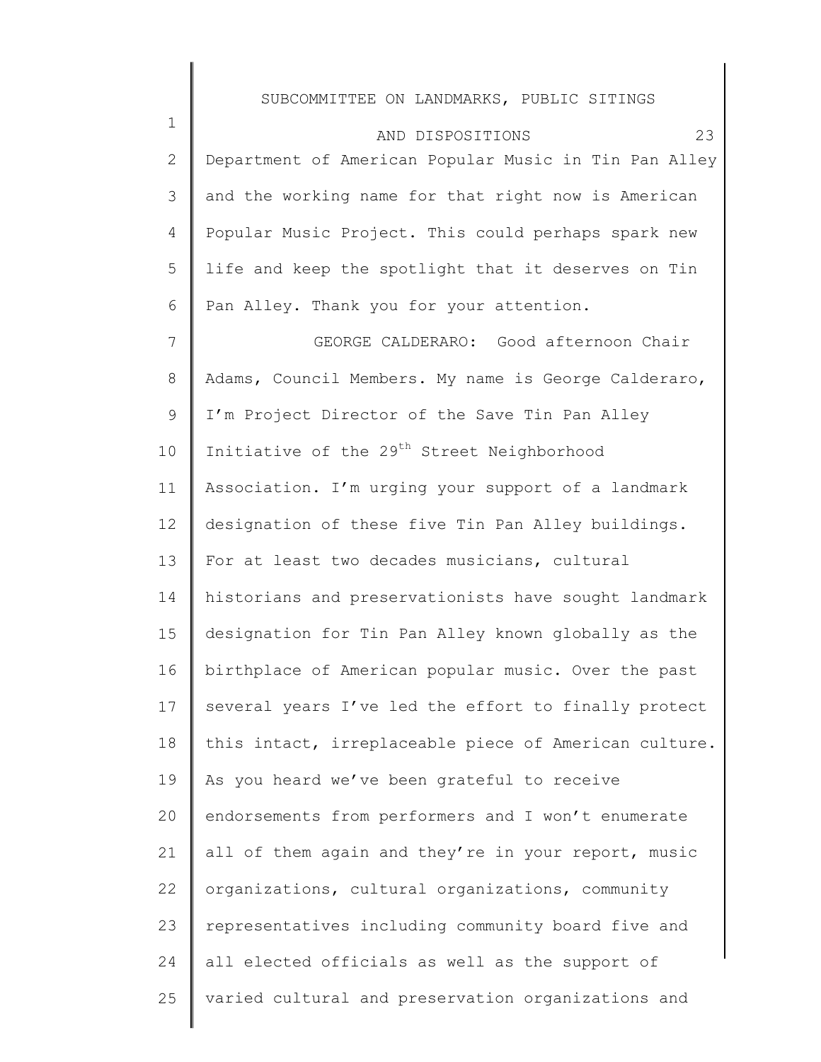Department of American Popular Music in Tin Pan Alley and the working name for that right now is American Popular Music Project. This could perhaps spark new life and keep the spotlight that it deserves on Tin Pan Alley. Thank you for your attention.

GEORGE CALDERARO: Good afternoon Chair Adams, Council Members. My name is George Calderaro, I'm Project Director of the Save Tin Pan Alley Initiative of the 29th Street Neighborhood Association. I'm urging your support of a landmark designation of these five Tin Pan Alley buildings. For at least two decades musicians, cultural historians and preservationists have sought landmark designation for Tin Pan Alley known globally as the birthplace of American popular music. Over the past several years I've led the effort to finally protect this intact, irreplaceable piece of American culture. As you heard we've been grateful to receive endorsements from performers and I won't enumerate all of them again and they're in your report, music organizations, cultural organizations, community representatives including community board five and all elected officials as well as the support of varied cultural and preservation organizations and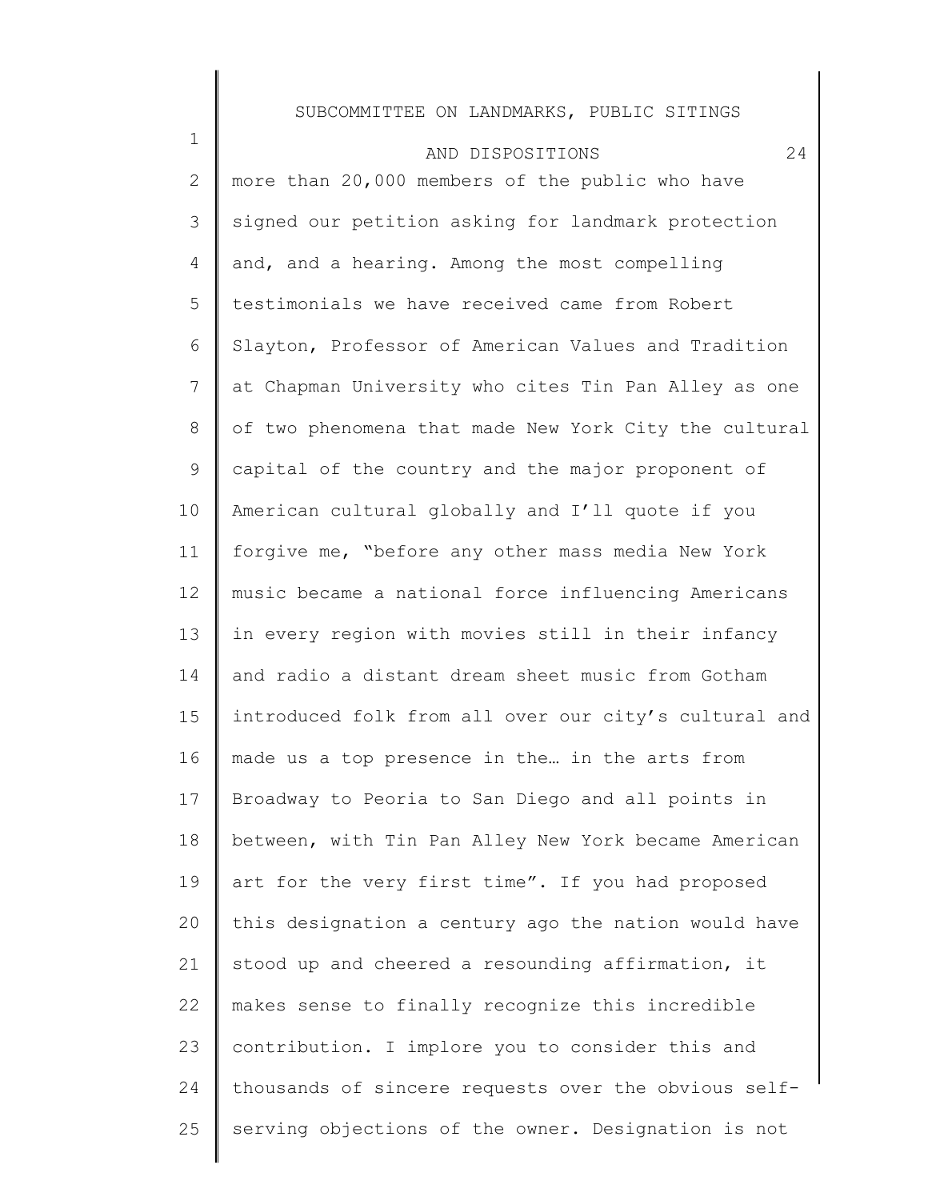more than 20,000 members of the public who have signed our petition asking for landmark protection and, and a hearing. Among the most compelling testimonials we have received came from Robert Slayton, Professor of American Values and Tradition at Chapman University who cites Tin Pan Alley as one of two phenomena that made New York City the cultural capital of the country and the major proponent of American cultural globally and I'll quote if you forgive me, "before any other mass media New York music became a national force influencing Americans in every region with movies still in their infancy and radio a distant dream sheet music from Gotham introduced folk from all over our city's cultural and made us a top presence in the… in the arts from Broadway to Peoria to San Diego and all points in between, with Tin Pan Alley New York became American art for the very first time". If you had proposed this designation a century ago the nation would have stood up and cheered a resounding affirmation, it makes sense to finally recognize this incredible contribution. I implore you to consider this and thousands of sincere requests over the obvious self-serving objections of the owner. Designation is not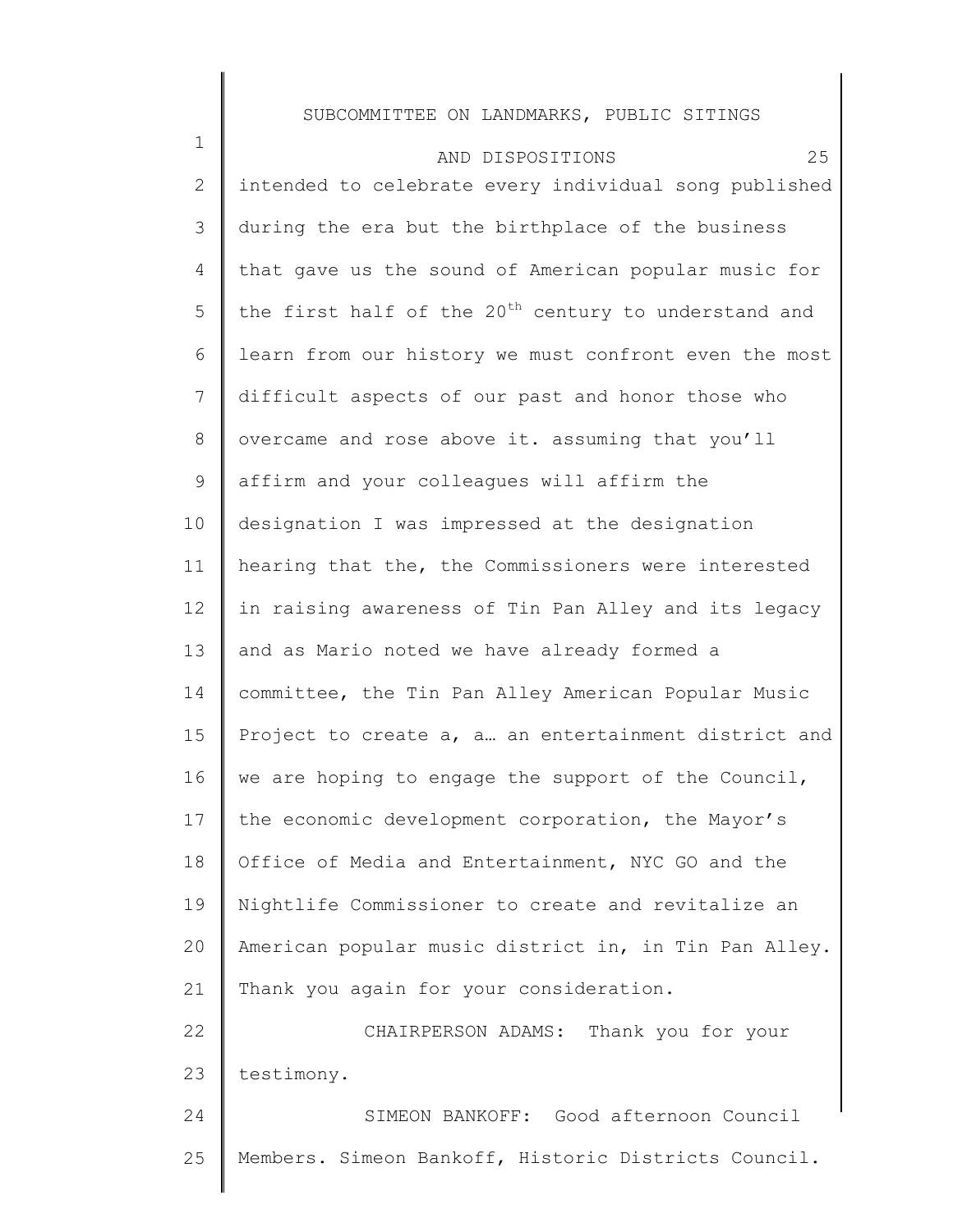intended to celebrate every individual song published during the era but the birthplace of the business that gave us the sound of American popular music for the first half of the 20th century to understand and learn from our history we must confront even the most difficult aspects of our past and honor those who overcame and rose above it. assuming that you'll affirm and your colleagues will affirm the designation I was impressed at the designation hearing that the, the Commissioners were interested in raising awareness of Tin Pan Alley and its legacy and as Mario noted we have already formed a committee, the Tin Pan Alley American Popular Music Project to create a, a… an entertainment district and we are hoping to engage the support of the Council, the economic development corporation, the Mayor's Office of Media and Entertainment, NYC GO and the Nightlife Commissioner to create and revitalize an American popular music district in, in Tin Pan Alley. Thank you again for your consideration.

CHAIRPERSON ADAMS: Thank you for your testimony.

SIMEON BANKOFF: Good afternoon Council Members. Simeon Bankoff, Historic Districts Council.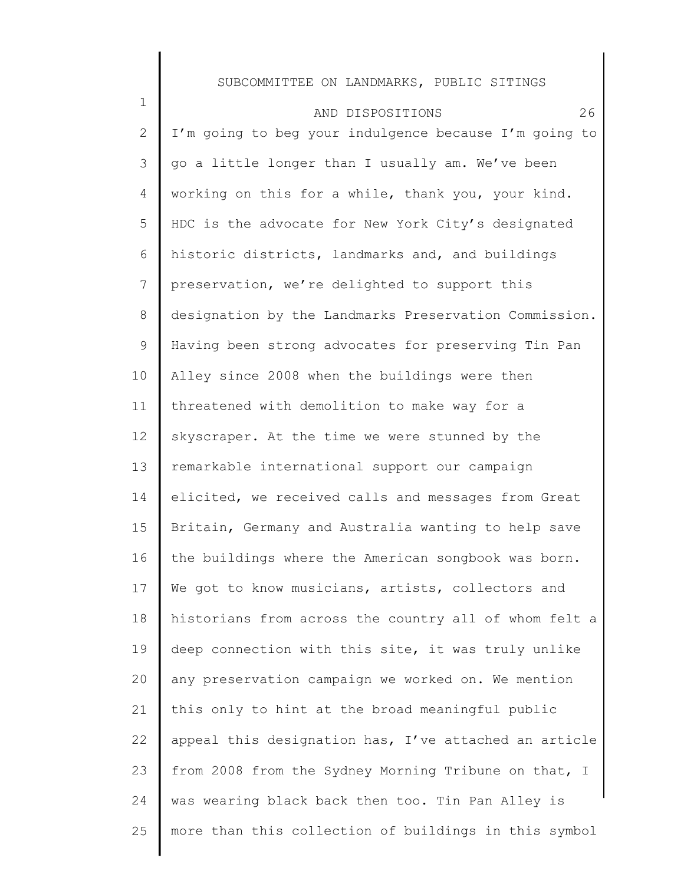I'm going to beg your indulgence because I'm going to go a little longer than I usually am. We've been working on this for a while, thank you, your kind. HDC is the advocate for New York City's designated historic districts, landmarks and, and buildings preservation, we're delighted to support this designation by the Landmarks Preservation Commission. Having been strong advocates for preserving Tin Pan Alley since 2008 when the buildings were then threatened with demolition to make way for a skyscraper. At the time we were stunned by the remarkable international support our campaign elicited, we received calls and messages from Great Britain, Germany and Australia wanting to help save the buildings where the American songbook was born. We got to know musicians, artists, collectors and historians from across the country all of whom felt a deep connection with this site, it was truly unlike any preservation campaign we worked on. We mention this only to hint at the broad meaningful public appeal this designation has, I've attached an article from 2008 from the Sydney Morning Tribune on that, I was wearing black back then too. Tin Pan Alley is more than this collection of buildings in this symbol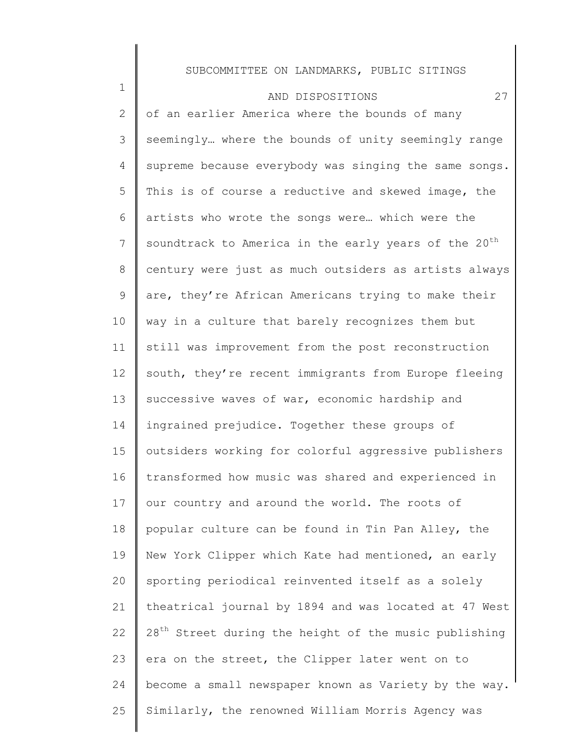of an earlier America where the bounds of many seemingly… where the bounds of unity seemingly range supreme because everybody was singing the same songs. This is of course a reductive and skewed image, the artists who wrote the songs were… which were the soundtrack to America in the early years of the 20th century were just as much outsiders as artists always are, they're African Americans trying to make their way in a culture that barely recognizes them but still was improvement from the post reconstruction south, they're recent immigrants from Europe fleeing successive waves of war, economic hardship and ingrained prejudice. Together these groups of outsiders working for colorful aggressive publishers transformed how music was shared and experienced in our country and around the world. The roots of popular culture can be found in Tin Pan Alley, the New York Clipper which Kate had mentioned, an early sporting periodical reinvented itself as a solely theatrical journal by 1894 and was located at 47 West 28th Street during the height of the music publishing era on the street, the Clipper later went on to become a small newspaper known as Variety by the way. Similarly, the renowned William Morris Agency was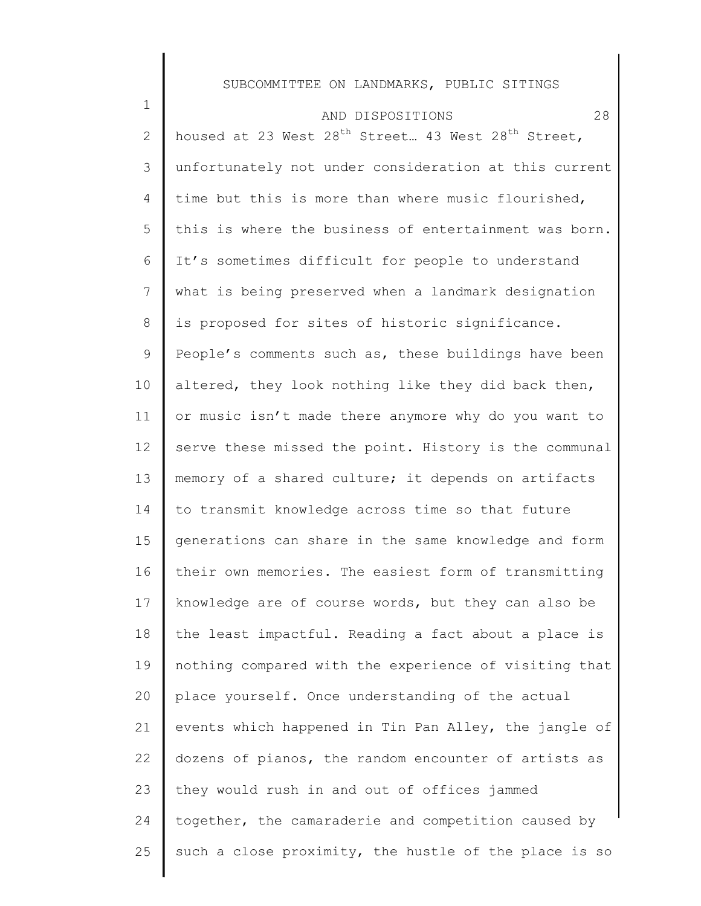housed at 23 West 28th Street… 43 West 28th Street, unfortunately not under consideration at this current time but this is more than where music flourished, this is where the business of entertainment was born. It's sometimes difficult for people to understand what is being preserved when a landmark designation is proposed for sites of historic significance. People's comments such as, these buildings have been altered, they look nothing like they did back then, or music isn't made there anymore why do you want to serve these missed the point. History is the communal memory of a shared culture; it depends on artifacts to transmit knowledge across time so that future generations can share in the same knowledge and form their own memories. The easiest form of transmitting knowledge are of course words, but they can also be the least impactful. Reading a fact about a place is nothing compared with the experience of visiting that place yourself. Once understanding of the actual events which happened in Tin Pan Alley, the jangle of dozens of pianos, the random encounter of artists as they would rush in and out of offices jammed together, the camaraderie and competition caused by such a close proximity, the hustle of the place is so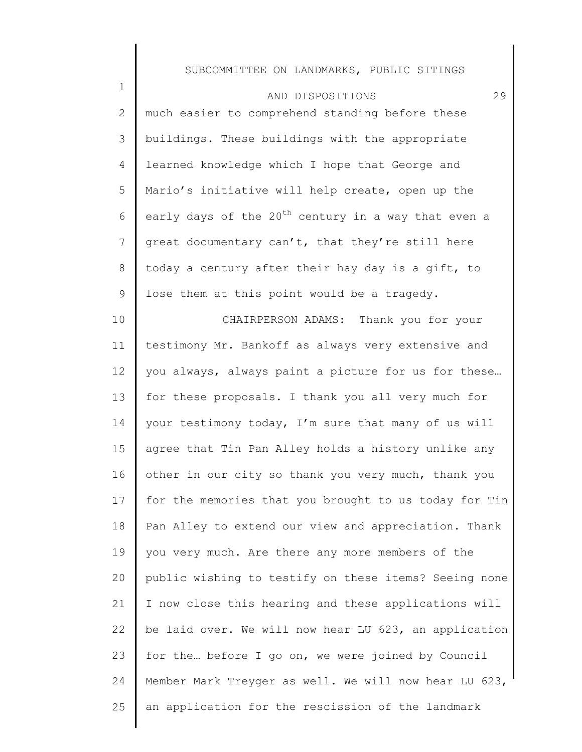much easier to comprehend standing before these buildings. These buildings with the appropriate learned knowledge which I hope that George and Mario's initiative will help create, open up the early days of the 20th century in a way that even a great documentary can't, that they're still here today a century after their hay day is a gift, to lose them at this point would be a tragedy.

CHAIRPERSON ADAMS: Thank you for your testimony Mr. Bankoff as always very extensive and you always, always paint a picture for us for these… for these proposals. I thank you all very much for your testimony today, I'm sure that many of us will agree that Tin Pan Alley holds a history unlike any other in our city so thank you very much, thank you for the memories that you brought to us today for Tin Pan Alley to extend our view and appreciation. Thank you very much. Are there any more members of the public wishing to testify on these items? Seeing none I now close this hearing and these applications will be laid over. We will now hear LU 623, an application for the… before I go on, we were joined by Council Member Mark Treyger as well. We will now hear LU 623, an application for the rescission of the landmark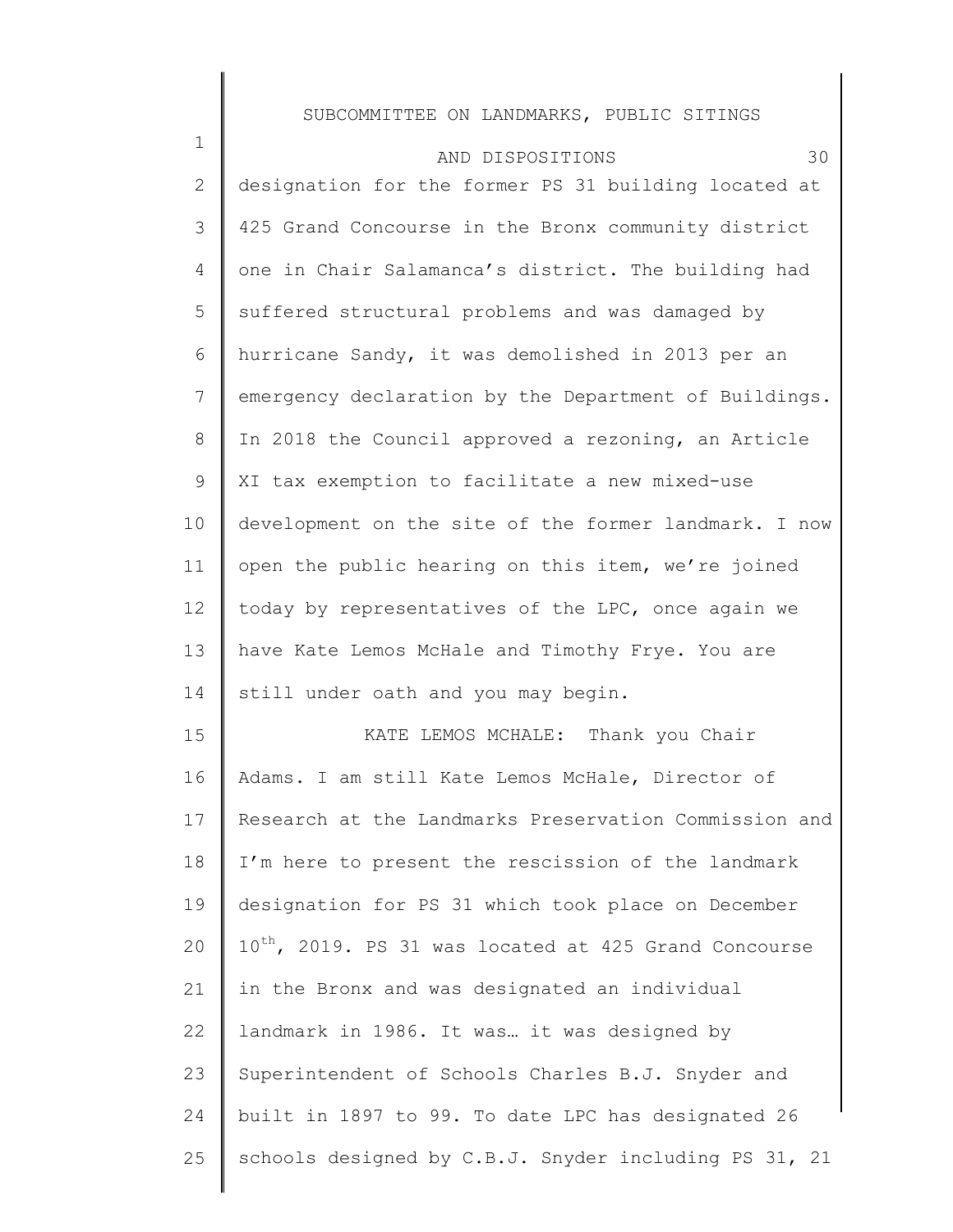designation for the former PS 31 building located at 425 Grand Concourse in the Bronx community district one in Chair Salamanca's district. The building had suffered structural problems and was damaged by hurricane Sandy, it was demolished in 2013 per an emergency declaration by the Department of Buildings. In 2018 the Council approved a rezoning, an Article XI tax exemption to facilitate a new mixed-use development on the site of the former landmark. I now open the public hearing on this item, we're joined today by representatives of the LPC, once again we have Kate Lemos McHale and Timothy Frye. You are still under oath and you may begin.

KATE LEMOS MCHALE: Thank you Chair Adams. I am still Kate Lemos McHale, Director of Research at the Landmarks Preservation Commission and I'm here to present the rescission of the landmark designation for PS 31 which took place on December 10th, 2019. PS 31 was located at 425 Grand Concourse in the Bronx and was designated an individual landmark in 1986. It was… it was designed by Superintendent of Schools Charles B.J. Snyder and built in 1897 to 99. To date LPC has designated 26 schools designed by C.B.J. Snyder including PS 31, 21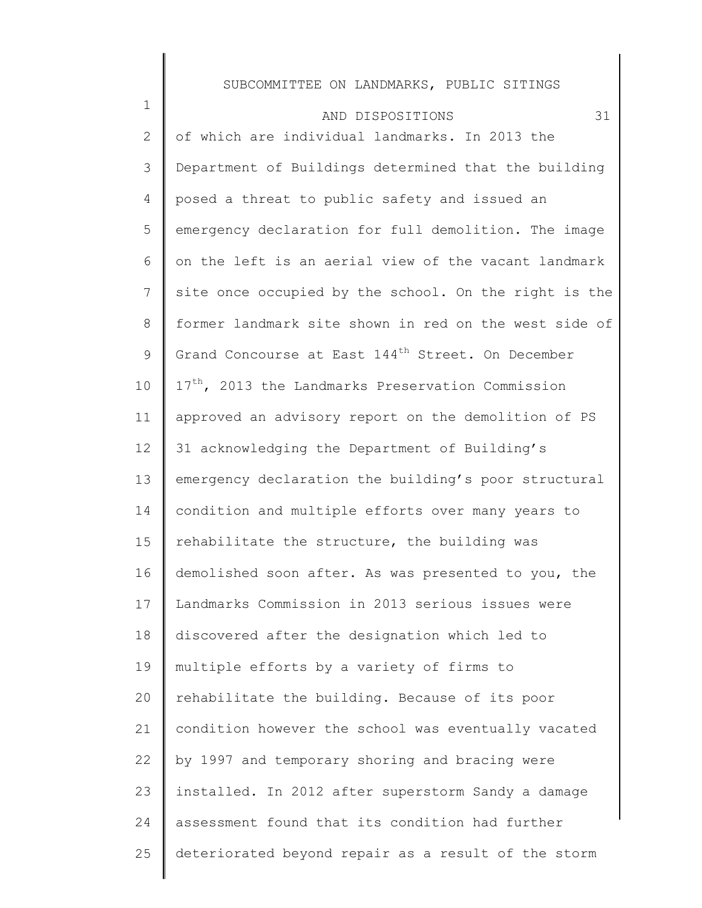of which are individual landmarks. In 2013 the Department of Buildings determined that the building posed a threat to public safety and issued an emergency declaration for full demolition. The image on the left is an aerial view of the vacant landmark site once occupied by the school. On the right is the former landmark site shown in red on the west side of Grand Concourse at East 144th Street. On December 17th, 2013 the Landmarks Preservation Commission approved an advisory report on the demolition of PS 31 acknowledging the Department of Building's emergency declaration the building's poor structural condition and multiple efforts over many years to rehabilitate the structure, the building was demolished soon after. As was presented to you, the Landmarks Commission in 2013 serious issues were discovered after the designation which led to multiple efforts by a variety of firms to rehabilitate the building. Because of its poor condition however the school was eventually vacated by 1997 and temporary shoring and bracing were installed. In 2012 after superstorm Sandy a damage assessment found that its condition had further deteriorated beyond repair as a result of the storm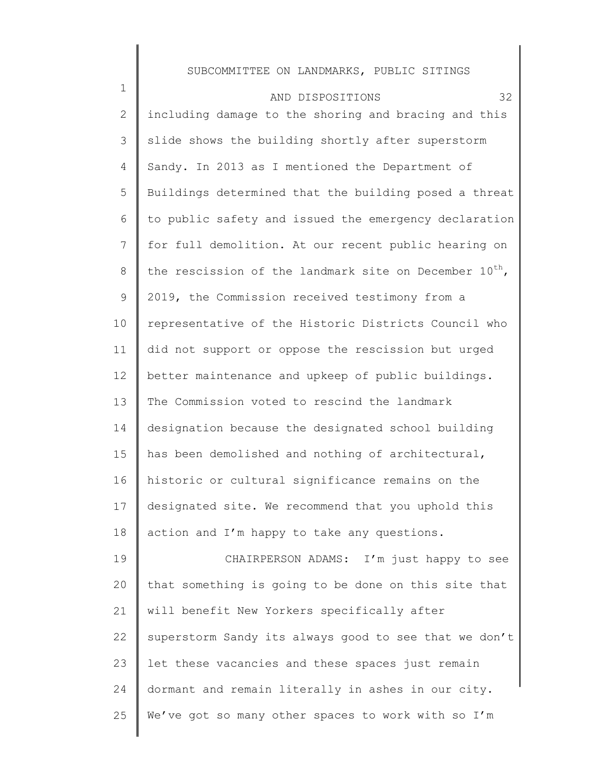including damage to the shoring and bracing and this slide shows the building shortly after superstorm Sandy. In 2013 as I mentioned the Department of Buildings determined that the building posed a threat to public safety and issued the emergency declaration for full demolition. At our recent public hearing on the rescission of the landmark site on December 10th, 2019, the Commission received testimony from a representative of the Historic Districts Council who did not support or oppose the rescission but urged better maintenance and upkeep of public buildings. The Commission voted to rescind the landmark designation because the designated school building has been demolished and nothing of architectural, historic or cultural significance remains on the designated site. We recommend that you uphold this action and I'm happy to take any questions.

CHAIRPERSON ADAMS: I'm just happy to see that something is going to be done on this site that will benefit New Yorkers specifically after superstorm Sandy its always good to see that we don't let these vacancies and these spaces just remain dormant and remain literally in ashes in our city. We've got so many other spaces to work with so I'm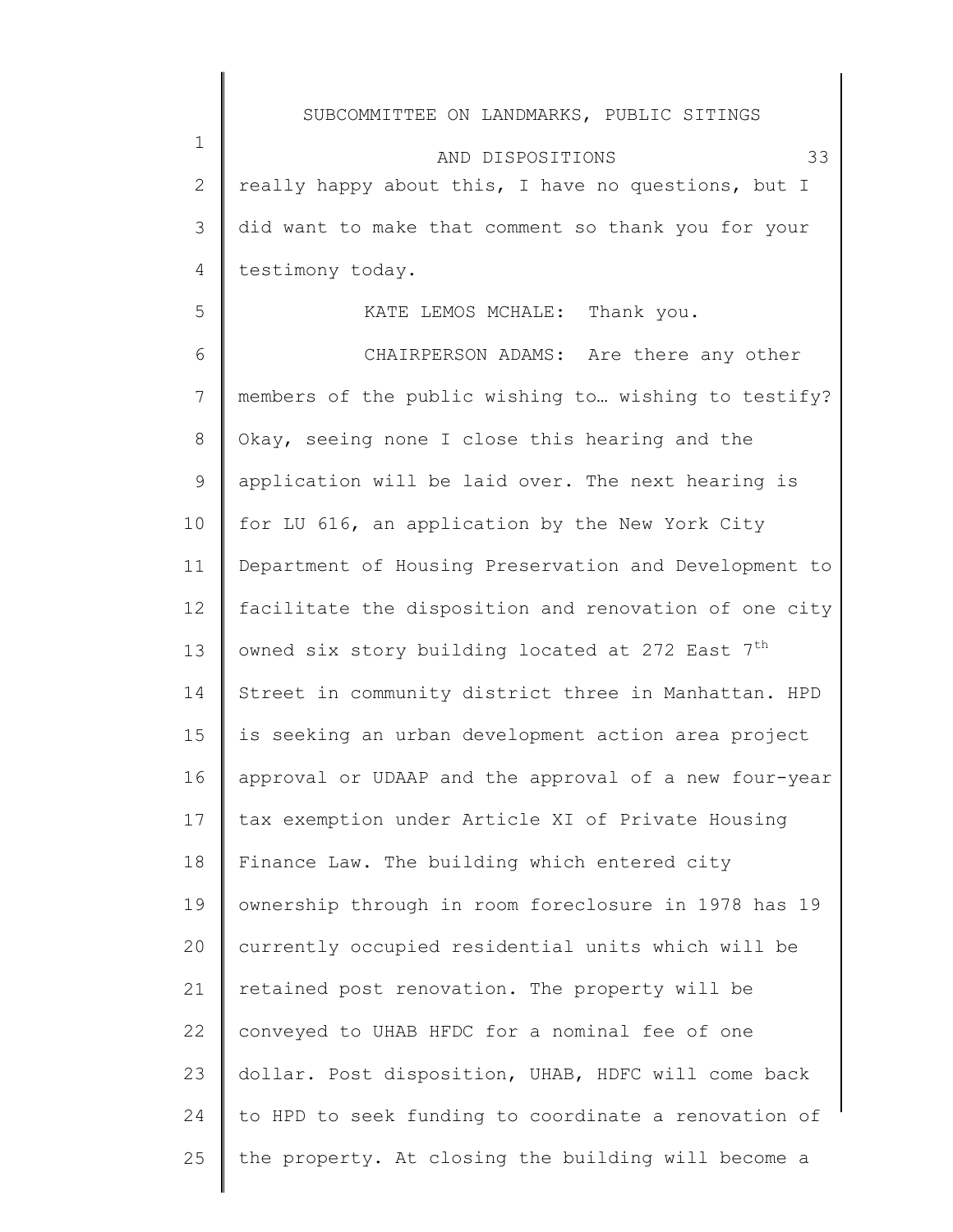really happy about this, I have no questions, but I did want to make that comment so thank you for your testimony today.

KATE LEMOS MCHALE: Thank you.

CHAIRPERSON ADAMS: Are there any other members of the public wishing to… wishing to testify? Okay, seeing none I close this hearing and the application will be laid over. The next hearing is for LU 616, an application by the New York City Department of Housing Preservation and Development to facilitate the disposition and renovation of one city owned six story building located at 272 East 7th Street in community district three in Manhattan. HPD is seeking an urban development action area project approval or UDAAP and the approval of a new four-year tax exemption under Article XI of Private Housing Finance Law. The building which entered city ownership through in room foreclosure in 1978 has 19 currently occupied residential units which will be retained post renovation. The property will be conveyed to UHAB HFDC for a nominal fee of one dollar. Post disposition, UHAB, HDFC will come back to HPD to seek funding to coordinate a renovation of the property. At closing the building will become a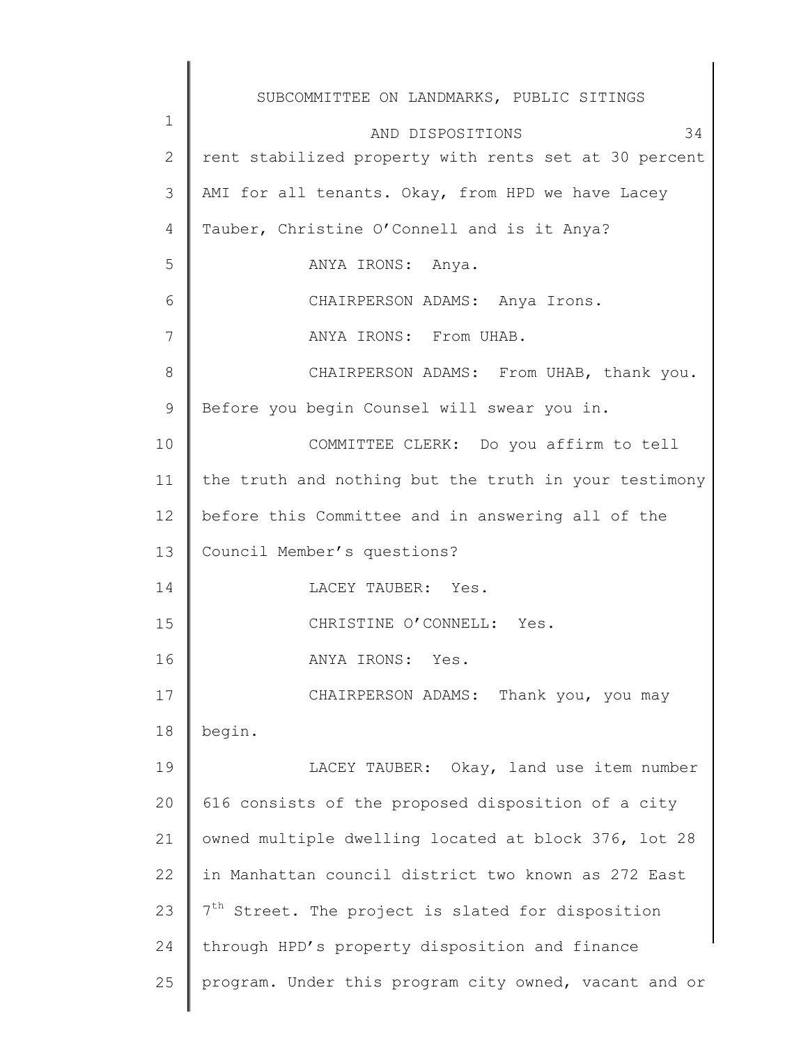rent stabilized property with rents set at 30 percent AMI for all tenants. Okay, from HPD we have Lacey Tauber, Christine O'Connell and is it Anya?

ANYA IRONS: Anya.

CHAIRPERSON ADAMS: Anya Irons.

ANYA IRONS: From UHAB.

CHAIRPERSON ADAMS: From UHAB, thank you. Before you begin Counsel will swear you in.

COMMITTEE CLERK: Do you affirm to tell the truth and nothing but the truth in your testimony before this Committee and in answering all of the Council Member's questions?

LACEY TAUBER: Yes.

CHRISTINE O'CONNELL: Yes.

ANYA IRONS: Yes.

CHAIRPERSON ADAMS: Thank you, you may begin.

LACEY TAUBER: Okay, land use item number 616 consists of the proposed disposition of a city owned multiple dwelling located at block 376, lot 28 in Manhattan council district two known as 272 East 7th Street. The project is slated for disposition through HPD's property disposition and finance program. Under this program city owned, vacant and or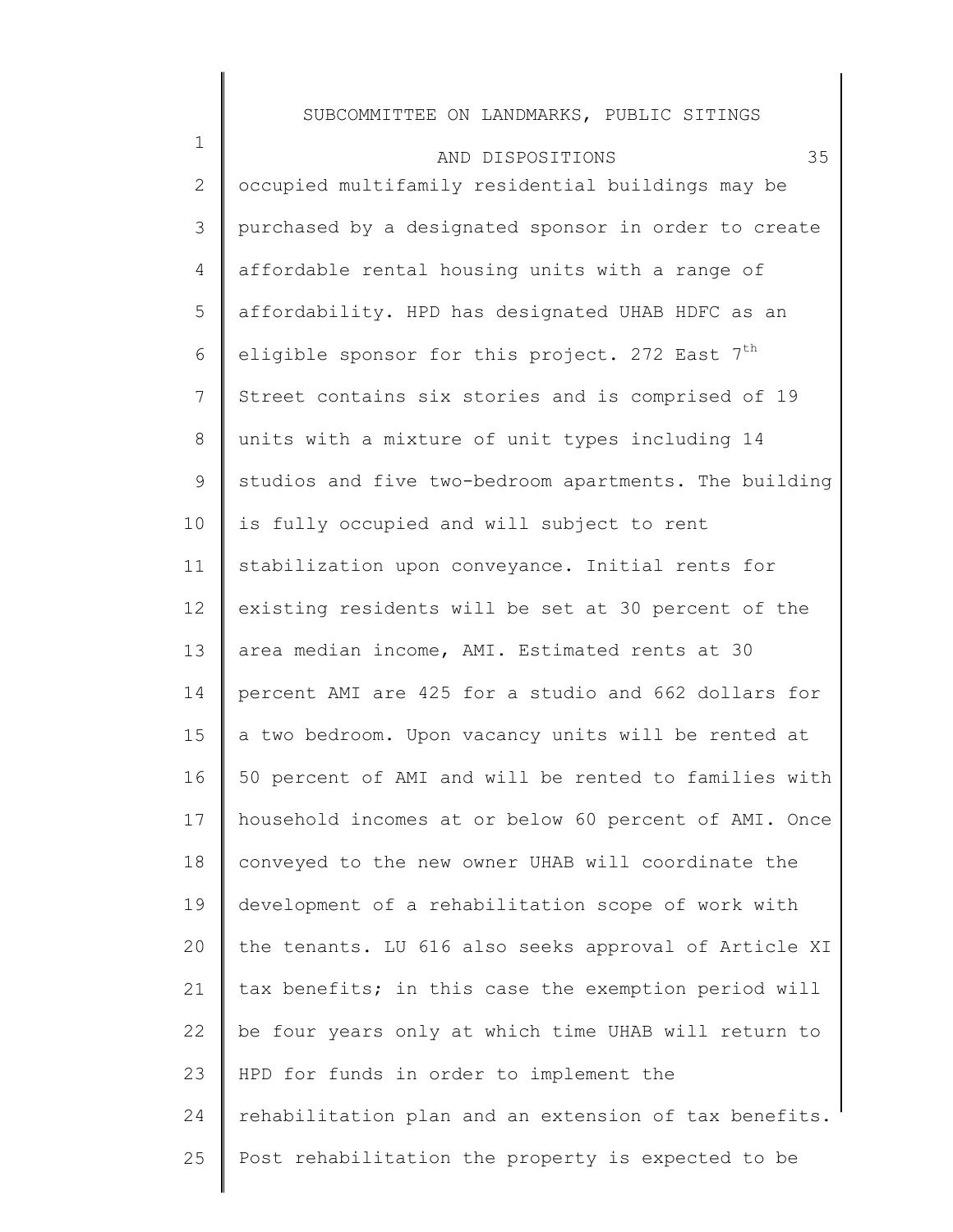occupied multifamily residential buildings may be purchased by a designated sponsor in order to create affordable rental housing units with a range of affordability. HPD has designated UHAB HDFC as an eligible sponsor for this project. 272 East 7th Street contains six stories and is comprised of 19 units with a mixture of unit types including 14 studios and five two-bedroom apartments. The building is fully occupied and will subject to rent stabilization upon conveyance. Initial rents for existing residents will be set at 30 percent of the area median income, AMI. Estimated rents at 30 percent AMI are 425 for a studio and 662 dollars for a two bedroom. Upon vacancy units will be rented at 50 percent of AMI and will be rented to families with household incomes at or below 60 percent of AMI. Once conveyed to the new owner UHAB will coordinate the development of a rehabilitation scope of work with the tenants. LU 616 also seeks approval of Article XI tax benefits; in this case the exemption period will be four years only at which time UHAB will return to HPD for funds in order to implement the rehabilitation plan and an extension of tax benefits. Post rehabilitation the property is expected to be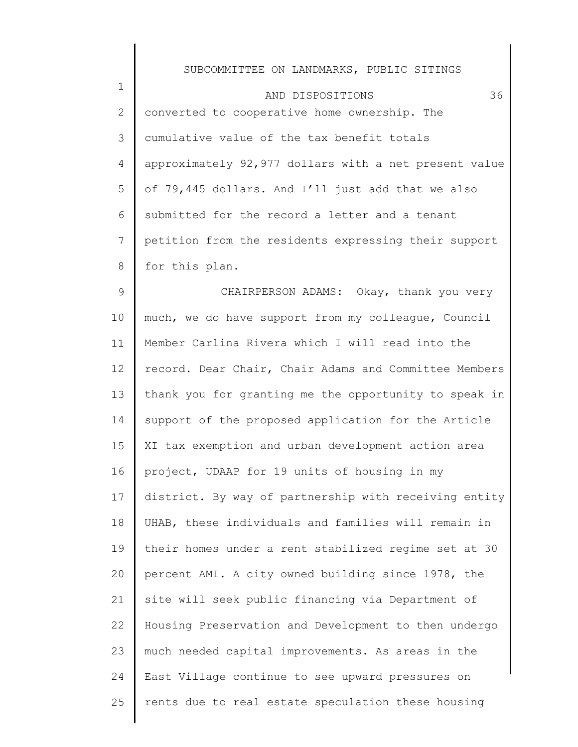converted to cooperative home ownership. The cumulative value of the tax benefit totals approximately 92,977 dollars with a net present value of 79,445 dollars. And I'll just add that we also submitted for the record a letter and a tenant petition from the residents expressing their support for this plan.

CHAIRPERSON ADAMS: Okay, thank you very much, we do have support from my colleague, Council Member Carlina Rivera which I will read into the record. Dear Chair, Chair Adams and Committee Members thank you for granting me the opportunity to speak in support of the proposed application for the Article XI tax exemption and urban development action area project, UDAAP for 19 units of housing in my district. By way of partnership with receiving entity UHAB, these individuals and families will remain in their homes under a rent stabilized regime set at 30 percent AMI. A city owned building since 1978, the site will seek public financing via Department of Housing Preservation and Development to then undergo much needed capital improvements. As areas in the East Village continue to see upward pressures on rents due to real estate speculation these housing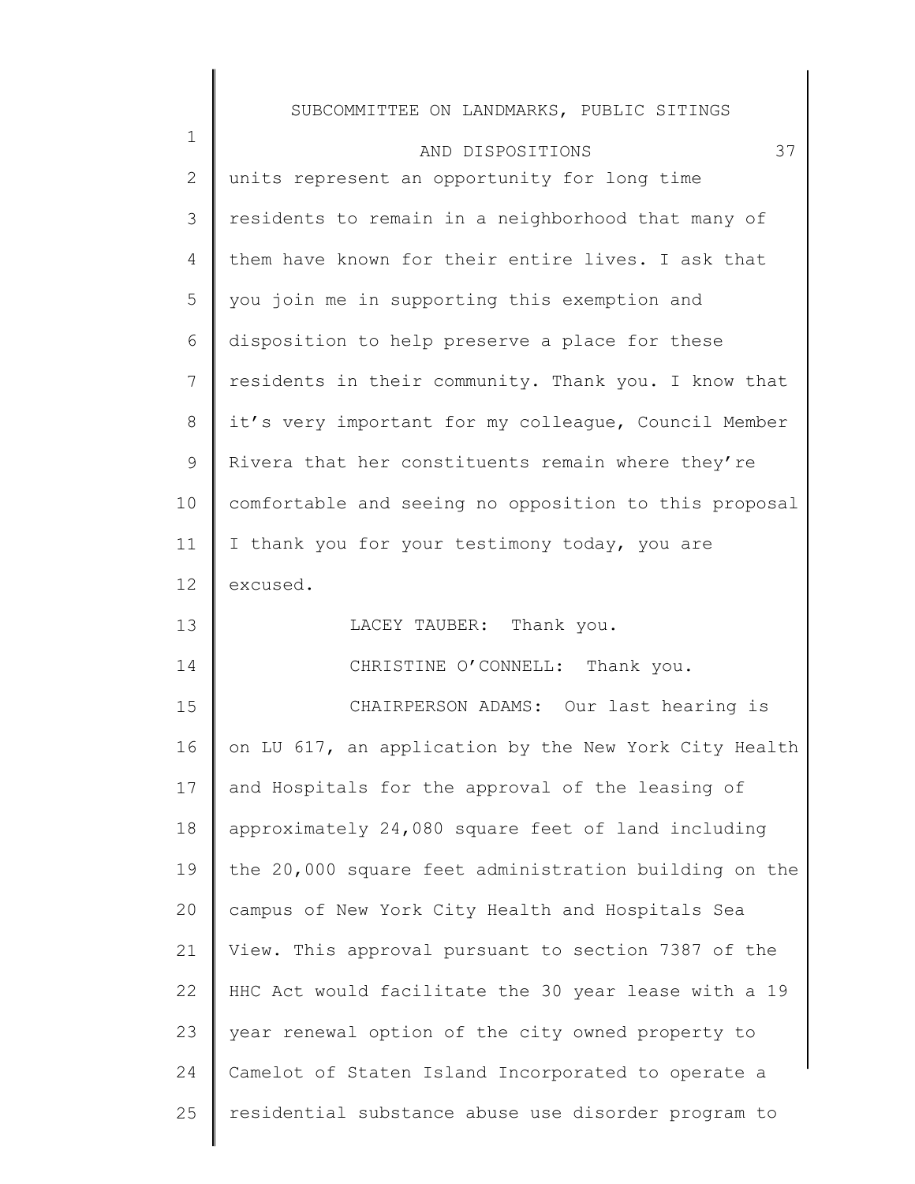units represent an opportunity for long time residents to remain in a neighborhood that many of them have known for their entire lives. I ask that you join me in supporting this exemption and disposition to help preserve a place for these residents in their community. Thank you. I know that it's very important for my colleague, Council Member Rivera that her constituents remain where they're comfortable and seeing no opposition to this proposal I thank you for your testimony today, you are excused.

LACEY TAUBER: Thank you.

CHRISTINE O'CONNELL: Thank you.

CHAIRPERSON ADAMS: Our last hearing is on LU 617, an application by the New York City Health and Hospitals for the approval of the leasing of approximately 24,080 square feet of land including the 20,000 square feet administration building on the campus of New York City Health and Hospitals Sea View. This approval pursuant to section 7387 of the HHC Act would facilitate the 30 year lease with a 19 year renewal option of the city owned property to Camelot of Staten Island Incorporated to operate a residential substance abuse use disorder program to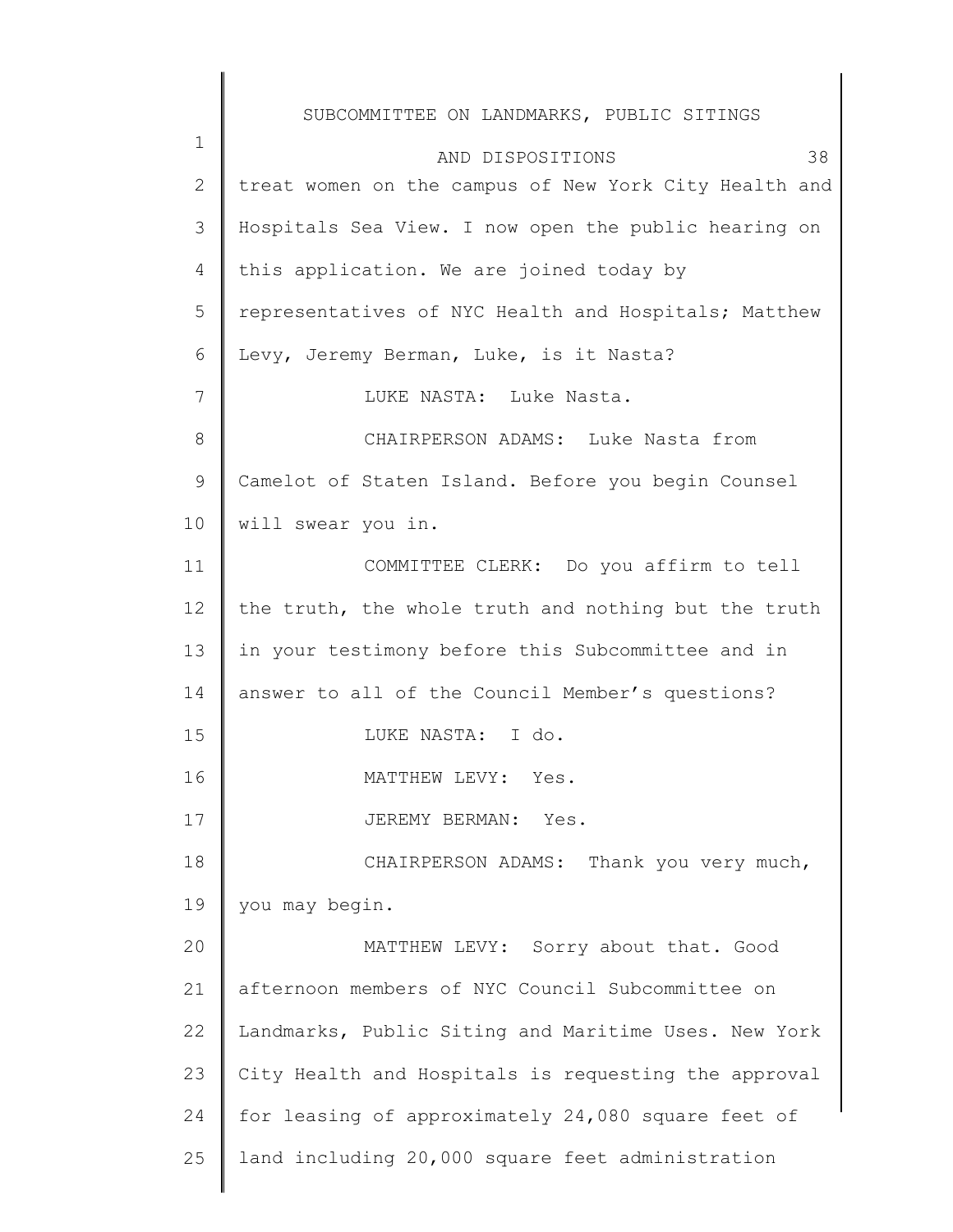treat women on the campus of New York City Health and Hospitals Sea View. I now open the public hearing on this application. We are joined today by representatives of NYC Health and Hospitals; Matthew Levy, Jeremy Berman, Luke, is it Nasta?

LUKE NASTA: Luke Nasta.

CHAIRPERSON ADAMS: Luke Nasta from Camelot of Staten Island. Before you begin Counsel will swear you in.

COMMITTEE CLERK: Do you affirm to tell the truth, the whole truth and nothing but the truth in your testimony before this Subcommittee and in answer to all of the Council Member's questions?

LUKE NASTA: I do.

MATTHEW LEVY: Yes.

JEREMY BERMAN: Yes.

CHAIRPERSON ADAMS: Thank you very much, you may begin.

MATTHEW LEVY: Sorry about that. Good afternoon members of NYC Council Subcommittee on Landmarks, Public Siting and Maritime Uses. New York City Health and Hospitals is requesting the approval for leasing of approximately 24,080 square feet of land including 20,000 square feet administration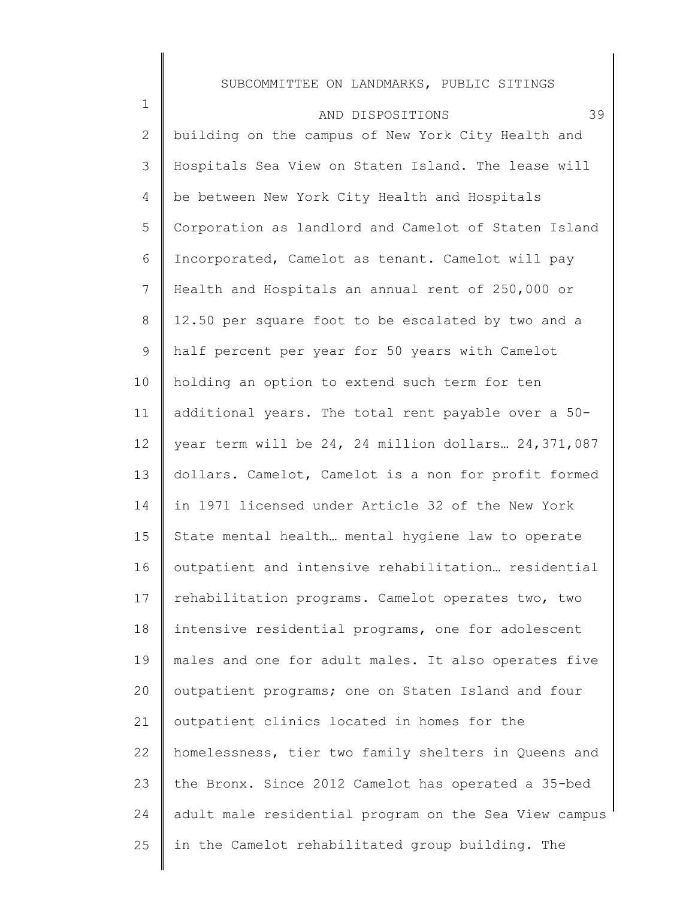building on the campus of New York City Health and Hospitals Sea View on Staten Island. The lease will be between New York City Health and Hospitals Corporation as landlord and Camelot of Staten Island Incorporated, Camelot as tenant. Camelot will pay Health and Hospitals an annual rent of 250,000 or 12.50 per square foot to be escalated by two and a half percent per year for 50 years with Camelot holding an option to extend such term for ten additional years. The total rent payable over a 50-year term will be 24, 24 million dollars… 24,371,087 dollars. Camelot, Camelot is a non for profit formed in 1971 licensed under Article 32 of the New York State mental health… mental hygiene law to operate outpatient and intensive rehabilitation… residential rehabilitation programs. Camelot operates two, two intensive residential programs, one for adolescent males and one for adult males. It also operates five outpatient programs; one on Staten Island and four outpatient clinics located in homes for the homelessness, tier two family shelters in Queens and the Bronx. Since 2012 Camelot has operated a 35-bed adult male residential program on the Sea View campus in the Camelot rehabilitated group building. The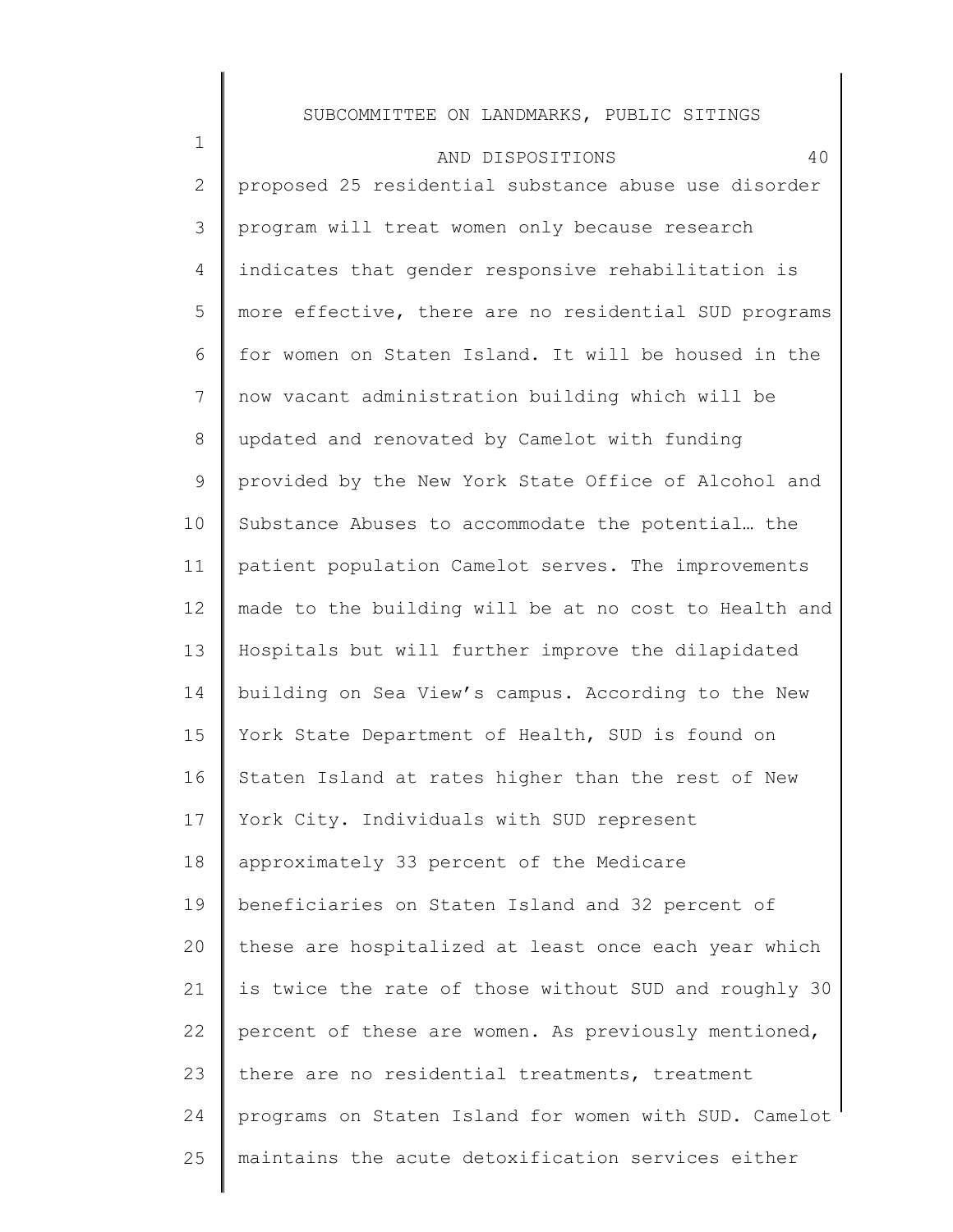proposed 25 residential substance abuse use disorder program will treat women only because research indicates that gender responsive rehabilitation is more effective, there are no residential SUD programs for women on Staten Island. It will be housed in the now vacant administration building which will be updated and renovated by Camelot with funding provided by the New York State Office of Alcohol and Substance Abuses to accommodate the potential… the patient population Camelot serves. The improvements made to the building will be at no cost to Health and Hospitals but will further improve the dilapidated building on Sea View's campus. According to the New York State Department of Health, SUD is found on Staten Island at rates higher than the rest of New York City. Individuals with SUD represent approximately 33 percent of the Medicare beneficiaries on Staten Island and 32 percent of these are hospitalized at least once each year which is twice the rate of those without SUD and roughly 30 percent of these are women. As previously mentioned, there are no residential treatments, treatment programs on Staten Island for women with SUD. Camelot maintains the acute detoxification services either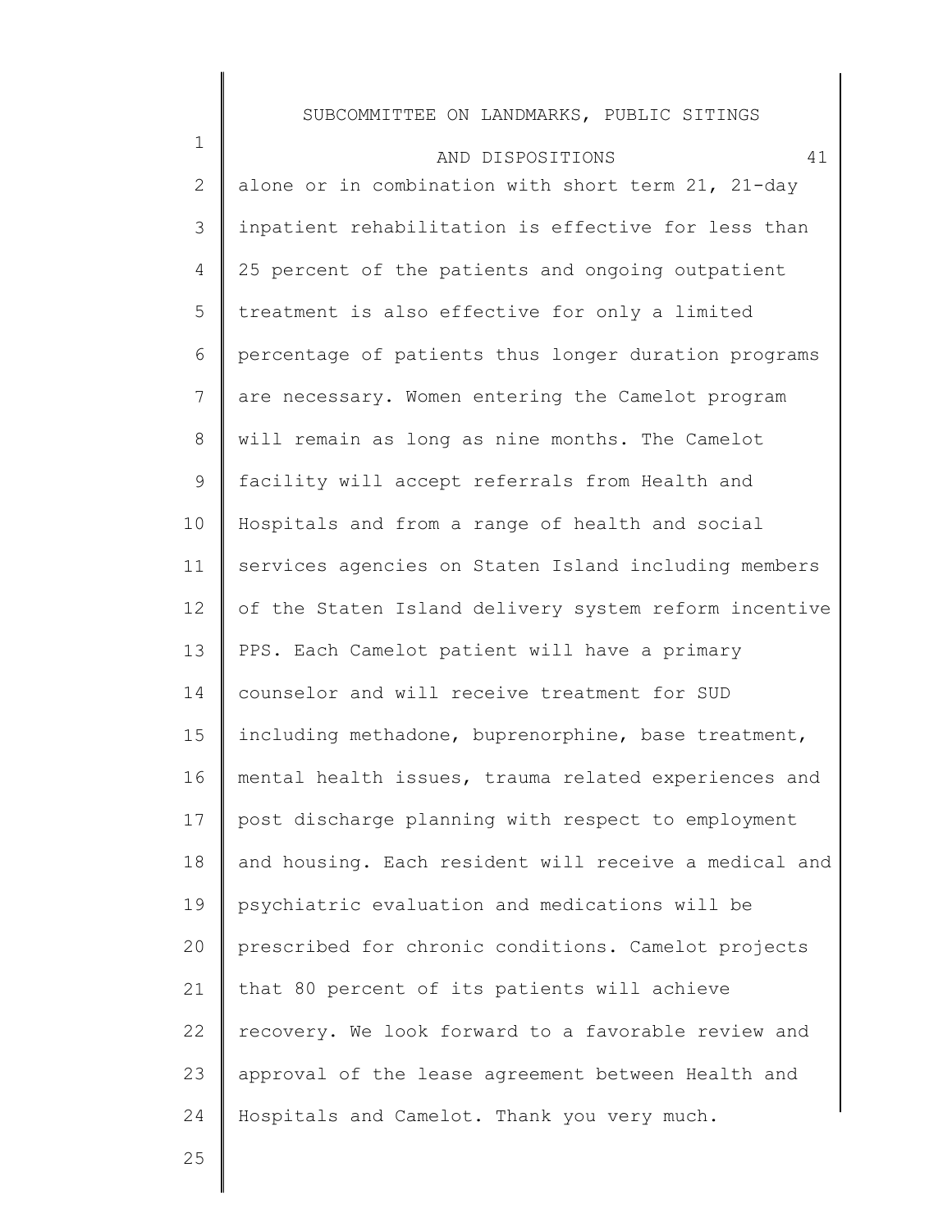alone or in combination with short term 21, 21-day inpatient rehabilitation is effective for less than 25 percent of the patients and ongoing outpatient treatment is also effective for only a limited percentage of patients thus longer duration programs are necessary. Women entering the Camelot program will remain as long as nine months. The Camelot facility will accept referrals from Health and Hospitals and from a range of health and social services agencies on Staten Island including members of the Staten Island delivery system reform incentive PPS. Each Camelot patient will have a primary counselor and will receive treatment for SUD including methadone, buprenorphine, base treatment, mental health issues, trauma related experiences and post discharge planning with respect to employment and housing. Each resident will receive a medical and psychiatric evaluation and medications will be prescribed for chronic conditions. Camelot projects that 80 percent of its patients will achieve recovery. We look forward to a favorable review and approval of the lease agreement between Health and Hospitals and Camelot. Thank you very much.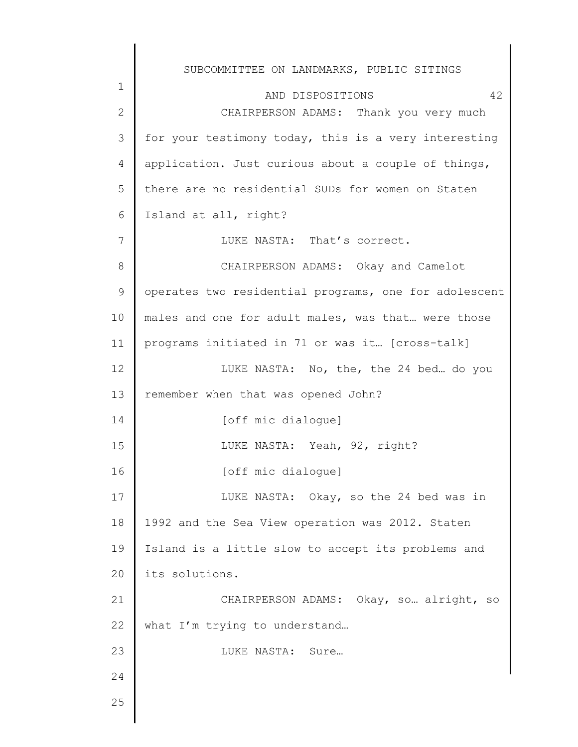CHAIRPERSON ADAMS: Thank you very much for your testimony today, this is a very interesting application. Just curious about a couple of things, there are no residential SUDs for women on Staten Island at all, right?

LUKE NASTA: That's correct.

CHAIRPERSON ADAMS: Okay and Camelot operates two residential programs, one for adolescent males and one for adult males, was that… were those programs initiated in 71 or was it… [cross-talk]

LUKE NASTA: No, the, the 24 bed… do you remember when that was opened John?

[off mic dialogue]

LUKE NASTA: Yeah, 92, right?

[off mic dialogue]

LUKE NASTA: Okay, so the 24 bed was in 1992 and the Sea View operation was 2012. Staten Island is a little slow to accept its problems and its solutions.

CHAIRPERSON ADAMS: Okay, so… alright, so what I'm trying to understand…

LUKE NASTA: Sure…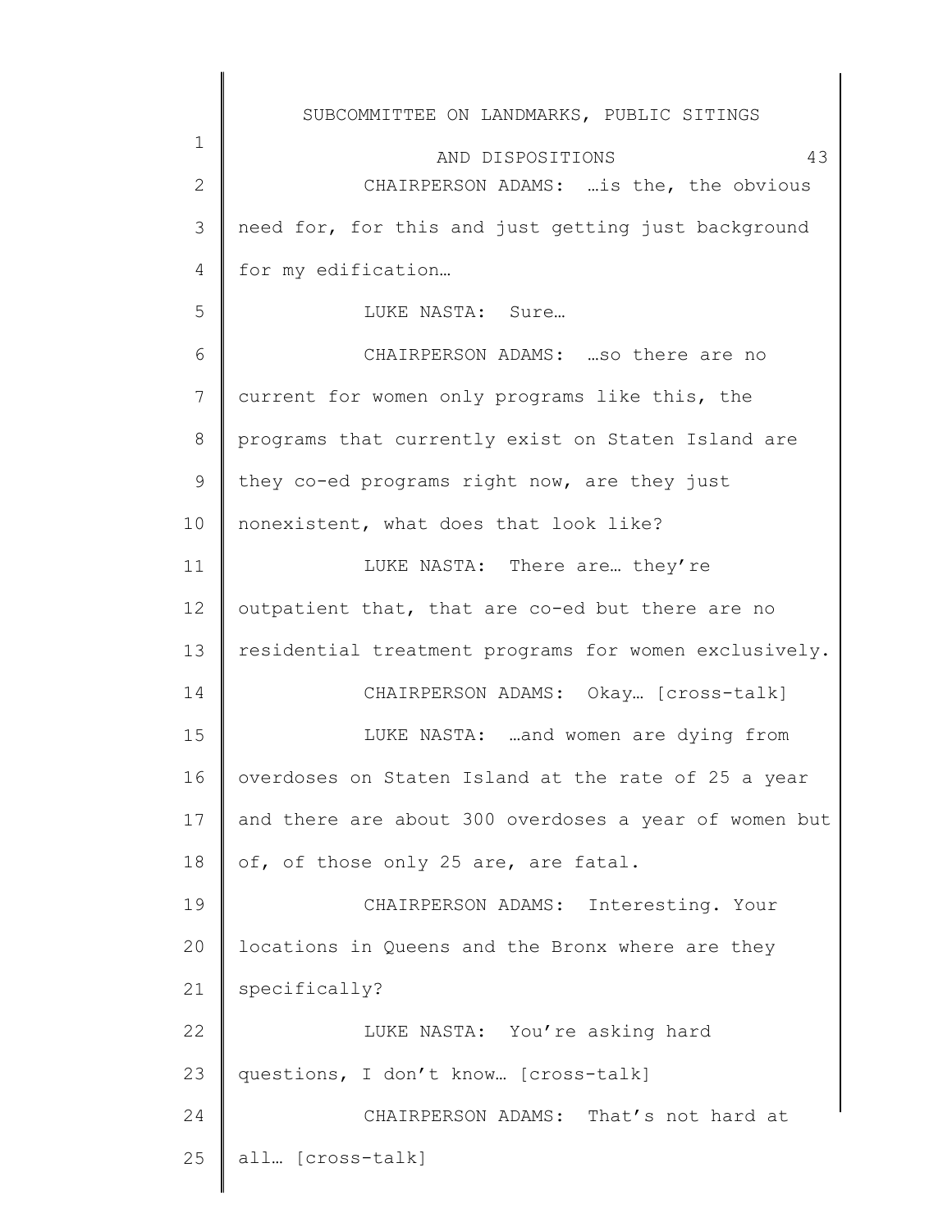CHAIRPERSON ADAMS: …is the, the obvious need for, for this and just getting just background for my edification…

LUKE NASTA: Sure…

CHAIRPERSON ADAMS: …so there are no current for women only programs like this, the programs that currently exist on Staten Island are they co-ed programs right now, are they just nonexistent, what does that look like?

LUKE NASTA: There are… they're outpatient that, that are co-ed but there are no residential treatment programs for women exclusively.

CHAIRPERSON ADAMS: Okay… [cross-talk]

LUKE NASTA: …and women are dying from overdoses on Staten Island at the rate of 25 a year and there are about 300 overdoses a year of women but of, of those only 25 are, are fatal.

CHAIRPERSON ADAMS: Interesting. Your locations in Queens and the Bronx where are they specifically?

LUKE NASTA: You're asking hard questions, I don't know… [cross-talk]

CHAIRPERSON ADAMS: That's not hard at all… [cross-talk]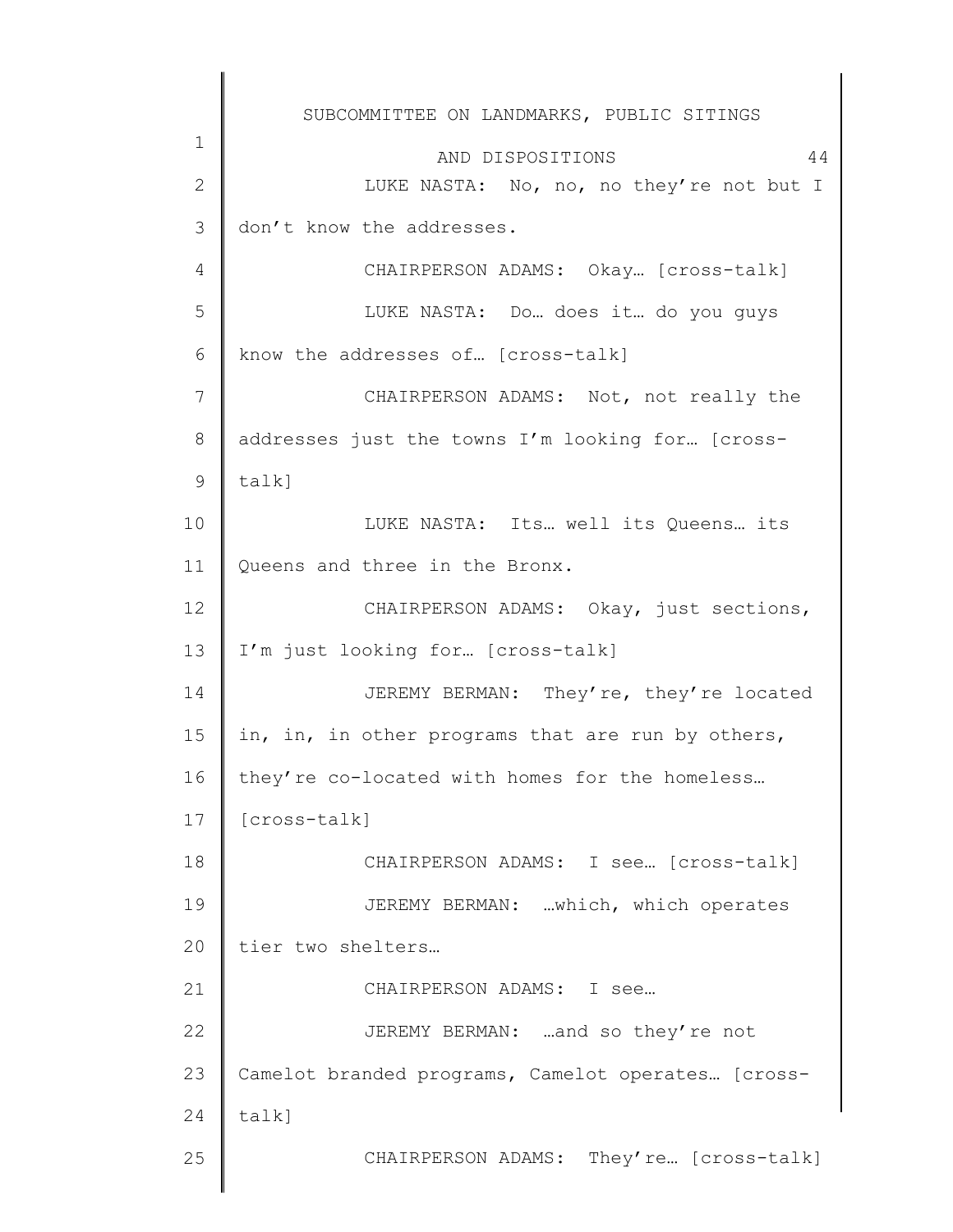LUKE NASTA: No, no, no they're not but I don't know the addresses.

CHAIRPERSON ADAMS: Okay… [cross-talk]

LUKE NASTA: Do… does it… do you guys know the addresses of… [cross-talk]

CHAIRPERSON ADAMS: Not, not really the addresses just the towns I'm looking for… [cross-talk]

LUKE NASTA: Its… well its Queens… its Queens and three in the Bronx.

CHAIRPERSON ADAMS: Okay, just sections, I'm just looking for… [cross-talk]

JEREMY BERMAN: They're, they're located in, in, in other programs that are run by others, they're co-located with homes for the homeless… [cross-talk]

CHAIRPERSON ADAMS: I see… [cross-talk]

JEREMY BERMAN: …which, which operates tier two shelters…

CHAIRPERSON ADAMS: I see…

JEREMY BERMAN: …and so they're not Camelot branded programs, Camelot operates… [cross-talk]

CHAIRPERSON ADAMS: They're… [cross-talk]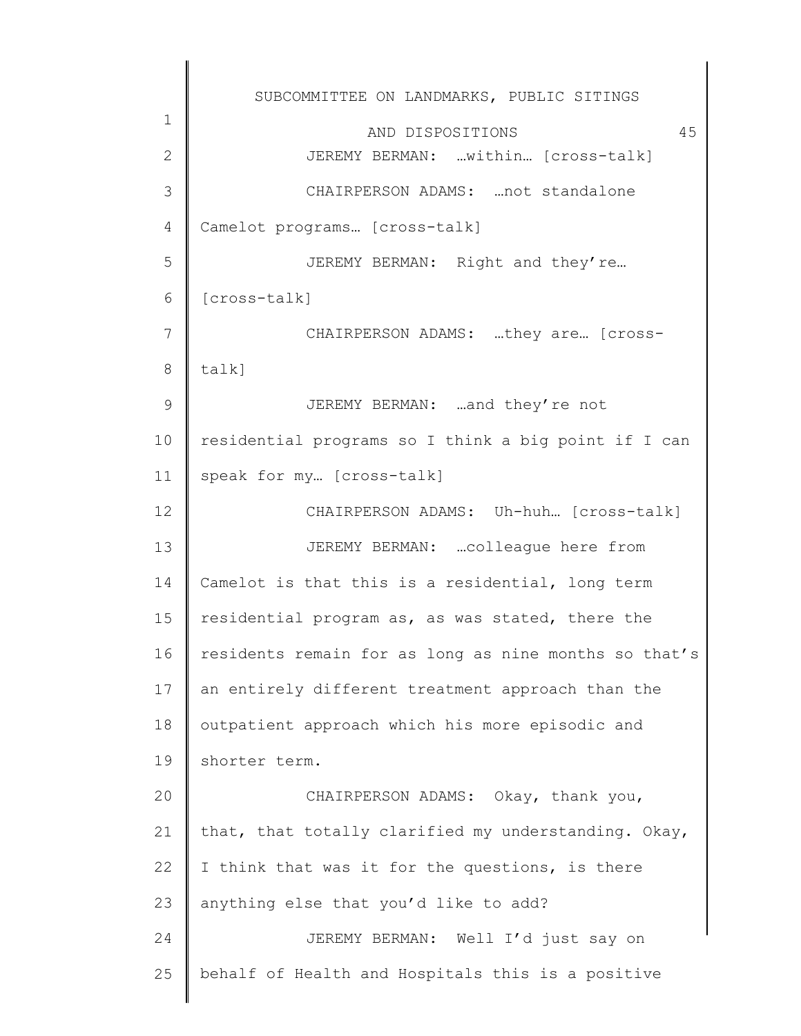JEREMY BERMAN: …within… [cross-talk]

CHAIRPERSON ADAMS: …not standalone Camelot programs… [cross-talk]

JEREMY BERMAN: Right and they're… [cross-talk]

CHAIRPERSON ADAMS: …they are… [cross-talk]

JEREMY BERMAN: …and they're not residential programs so I think a big point if I can speak for my… [cross-talk]

CHAIRPERSON ADAMS: Uh-huh… [cross-talk]

JEREMY BERMAN: …colleague here from Camelot is that this is a residential, long term residential program as, as was stated, there the residents remain for as long as nine months so that's an entirely different treatment approach than the outpatient approach which his more episodic and shorter term.

CHAIRPERSON ADAMS: Okay, thank you, that, that totally clarified my understanding. Okay, I think that was it for the questions, is there anything else that you'd like to add?

JEREMY BERMAN: Well I'd just say on behalf of Health and Hospitals this is a positive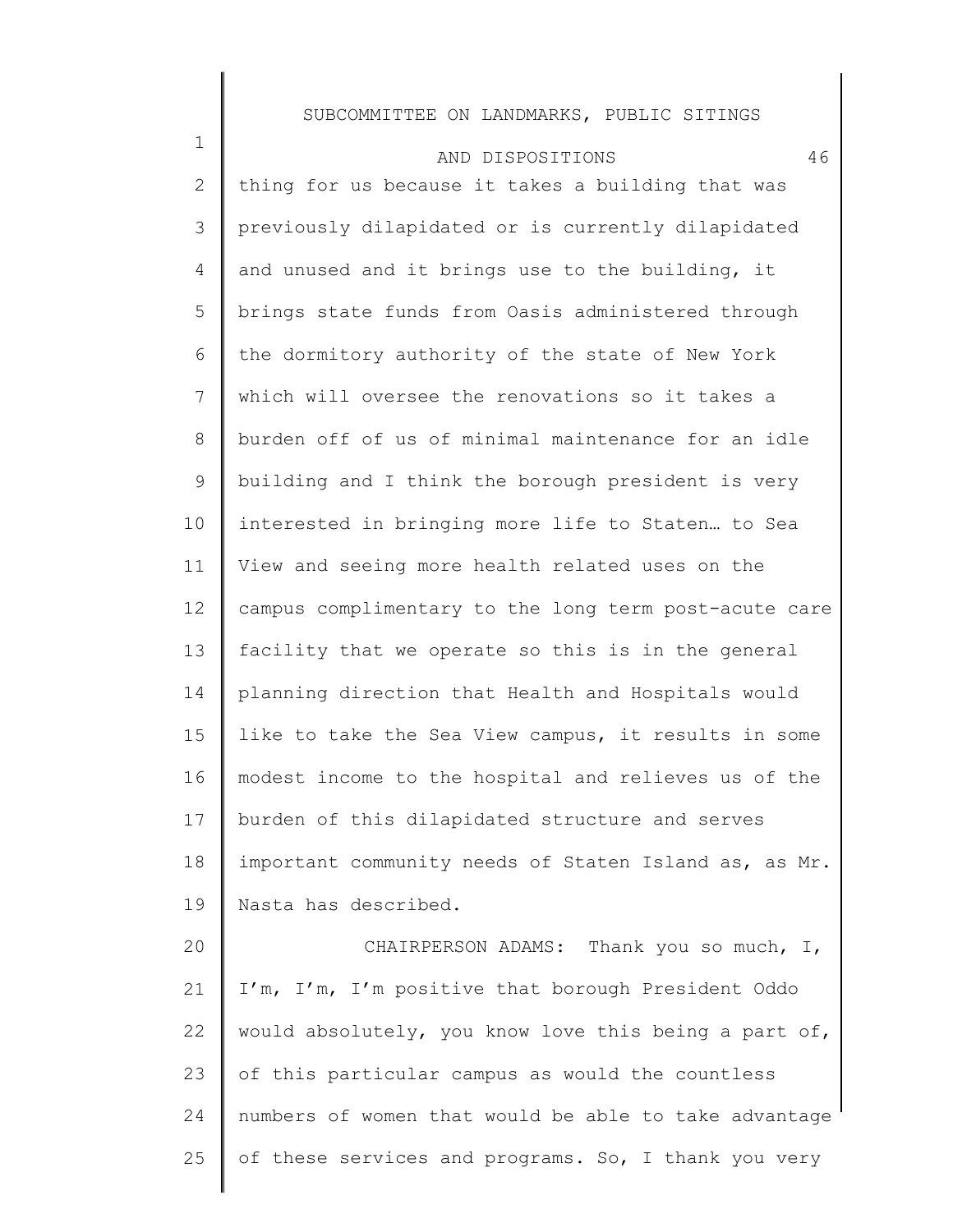thing for us because it takes a building that was previously dilapidated or is currently dilapidated and unused and it brings use to the building, it brings state funds from Oasis administered through the dormitory authority of the state of New York which will oversee the renovations so it takes a burden off of us of minimal maintenance for an idle building and I think the borough president is very interested in bringing more life to Staten… to Sea View and seeing more health related uses on the campus complimentary to the long term post-acute care facility that we operate so this is in the general planning direction that Health and Hospitals would like to take the Sea View campus, it results in some modest income to the hospital and relieves us of the burden of this dilapidated structure and serves important community needs of Staten Island as, as Mr. Nasta has described.

CHAIRPERSON ADAMS: Thank you so much, I, I'm, I'm, I'm positive that borough President Oddo would absolutely, you know love this being a part of, of this particular campus as would the countless numbers of women that would be able to take advantage of these services and programs. So, I thank you very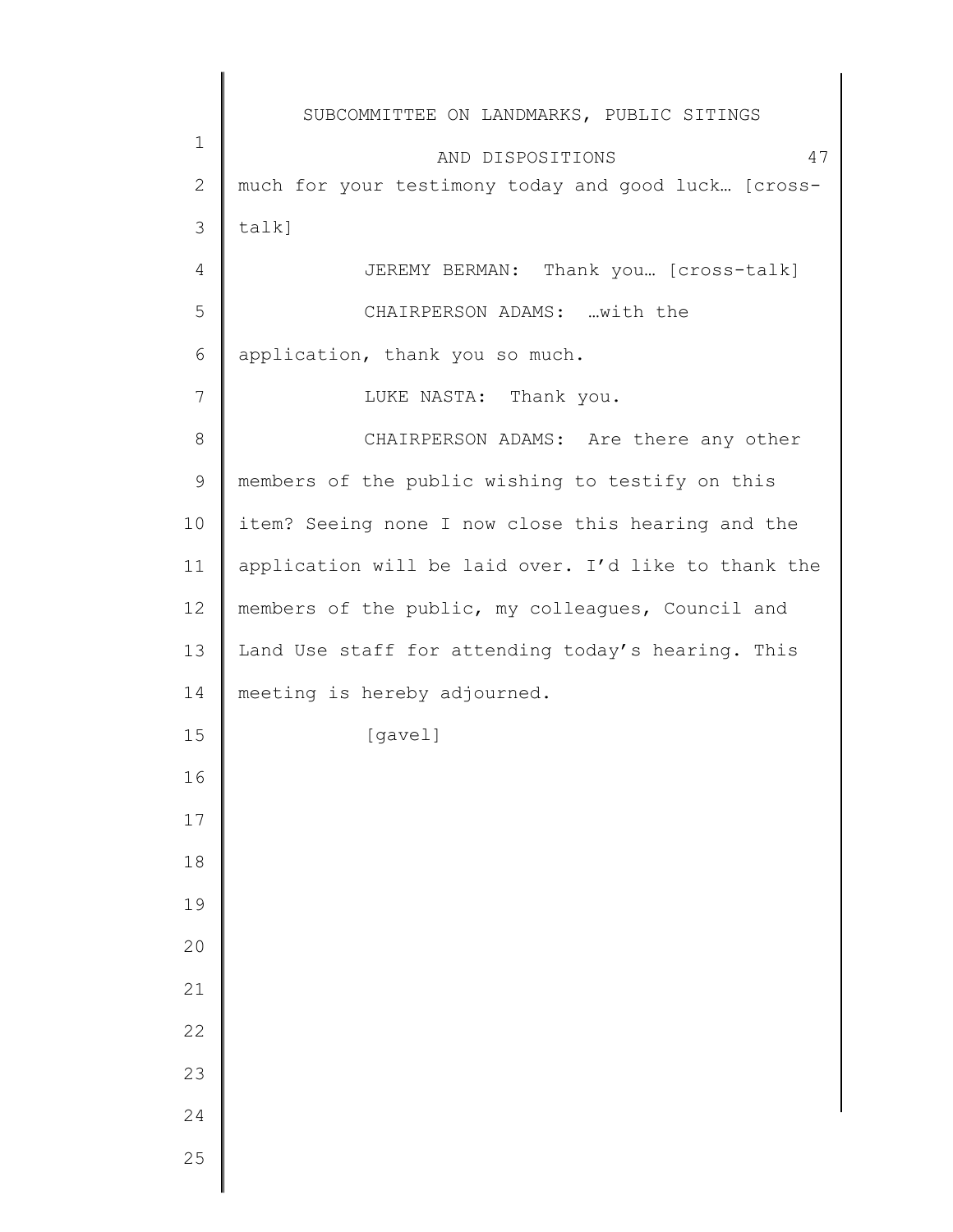much for your testimony today and good luck… [cross-talk]

JEREMY BERMAN: Thank you… [cross-talk]

CHAIRPERSON ADAMS: …with the application, thank you so much.

LUKE NASTA: Thank you.

CHAIRPERSON ADAMS: Are there any other members of the public wishing to testify on this item? Seeing none I now close this hearing and the application will be laid over. I'd like to thank the members of the public, my colleagues, Council and Land Use staff for attending today's hearing. This meeting is hereby adjourned.

[gavel]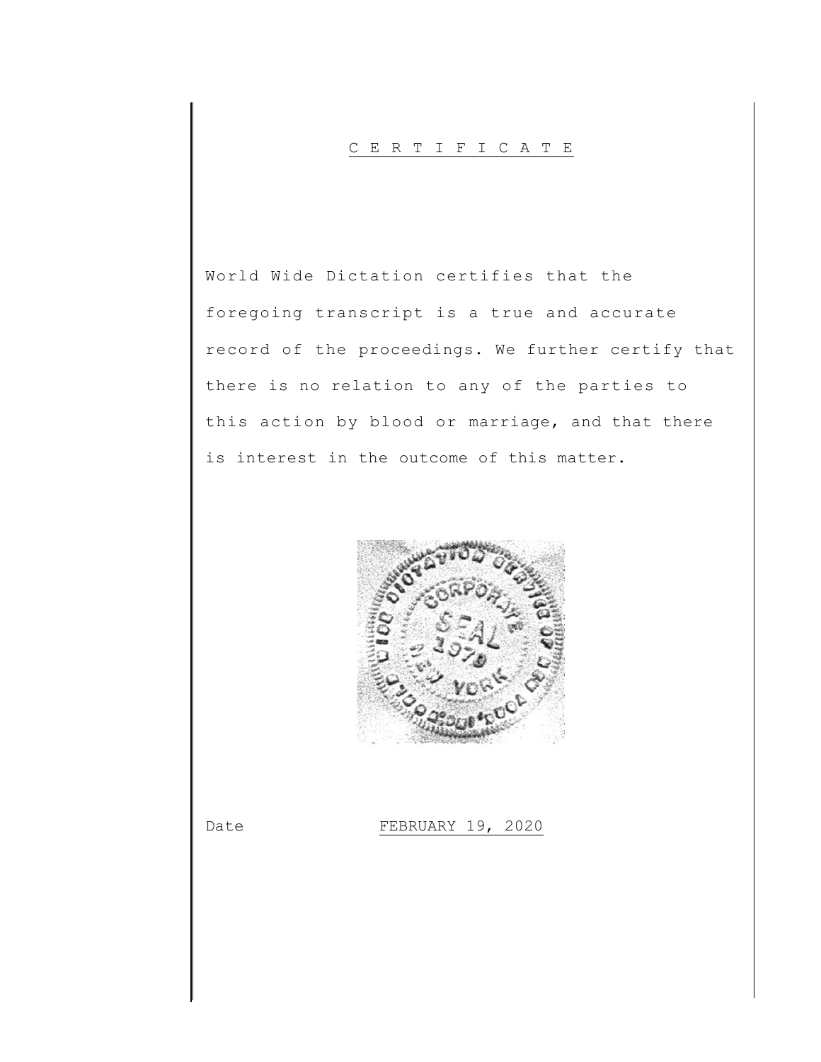# C E R T I F I C A T E

World Wide Dictation certifies that the foregoing transcript is a true and accurate record of the proceedings. We further certify that there is no relation to any of the parties to this action by blood or marriage, and that there is interest in the outcome of this matter.

Date FEBRUARY 19, 2020